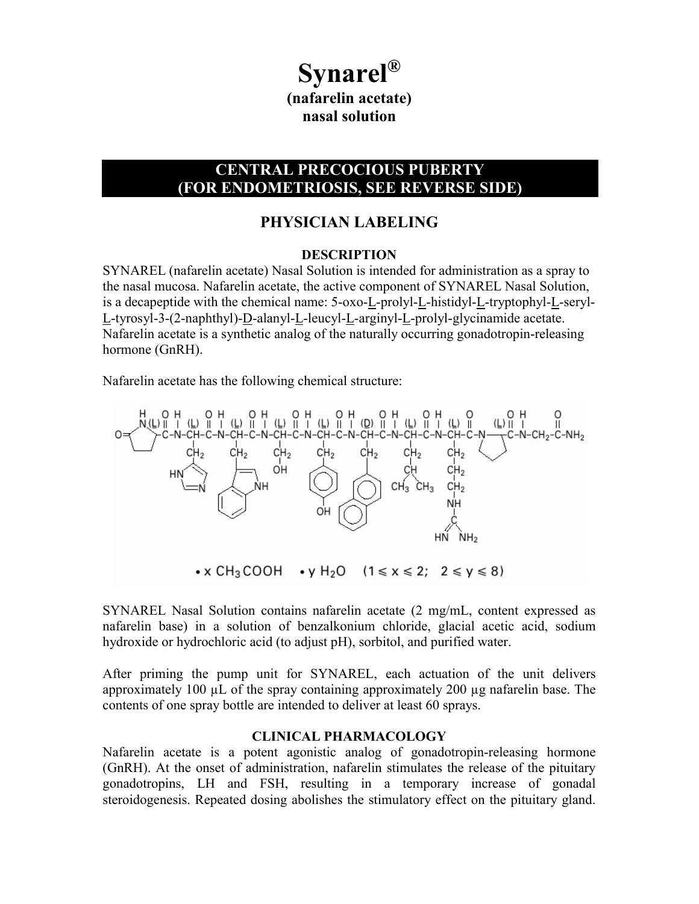# Synarel®

## (nafarelin acetate)
## nasal solution

## CENTRAL PRECOCIOUS PUBERTY
## (FOR ENDOMETRIOSIS, SEE REVERSE SIDE)

## PHYSICIAN LABELING

### DESCRIPTION

SYNAREL (nafarelin acetate) Nasal Solution is intended for administration as a spray to the nasal mucosa. Nafarelin acetate, the active component of SYNAREL Nasal Solution, is a decapeptide with the chemical name: 5-oxo-L-prolyl-L-histidyl-L-tryptophyl-L-seryl-L-tyrosyl-3-(2-naphthyl)-D-alanyl-L-leucyl-L-arginyl-L-prolyl-glycinamide acetate. Nafarelin acetate is a synthetic analog of the naturally occurring gonadotropin-releasing hormone (GnRH).

Nafarelin acetate has the following chemical structure:

$\cdot$ x $CH_3COOH$ $\cdot$ y $H_2O$ $(1 \leq x \leq 2;\ 2 \leq y \leq 8)$

SYNAREL Nasal Solution contains nafarelin acetate (2 mg/mL, content expressed as nafarelin base) in a solution of benzalkonium chloride, glacial acetic acid, sodium hydroxide or hydrochloric acid (to adjust pH), sorbitol, and purified water.

After priming the pump unit for SYNAREL, each actuation of the unit delivers approximately 100 µL of the spray containing approximately 200 µg nafarelin base. The contents of one spray bottle are intended to deliver at least 60 sprays.

### CLINICAL PHARMACOLOGY

Nafarelin acetate is a potent agonistic analog of gonadotropin-releasing hormone (GnRH). At the onset of administration, nafarelin stimulates the release of the pituitary gonadotropins, LH and FSH, resulting in a temporary increase of gonadal steroidogenesis. Repeated dosing abolishes the stimulatory effect on the pituitary gland.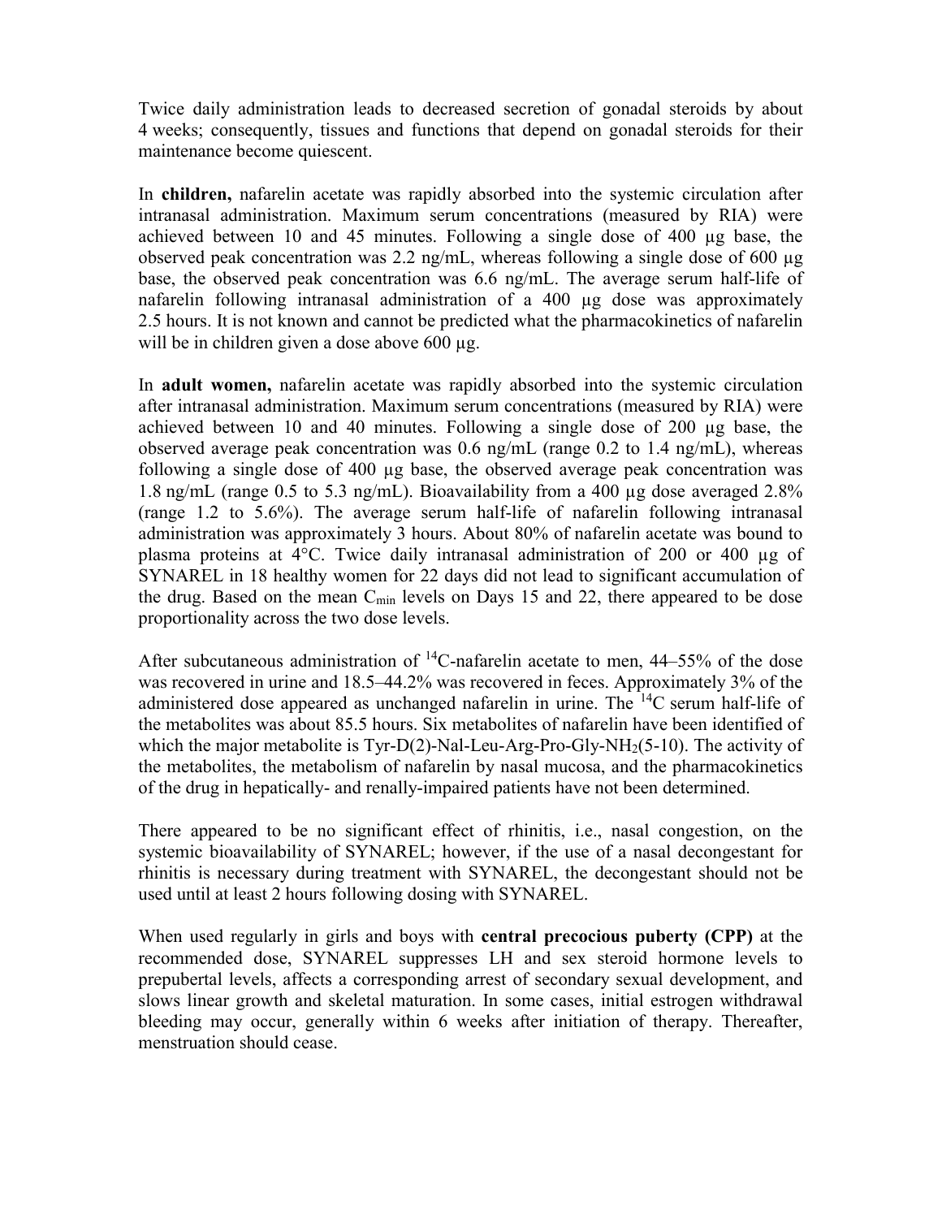Twice daily administration leads to decreased secretion of gonadal steroids by about 4 weeks; consequently, tissues and functions that depend on gonadal steroids for their maintenance become quiescent.

In **children,** nafarelin acetate was rapidly absorbed into the systemic circulation after intranasal administration. Maximum serum concentrations (measured by RIA) were achieved between 10 and 45 minutes. Following a single dose of 400 µg base, the observed peak concentration was 2.2 ng/mL, whereas following a single dose of 600 µg base, the observed peak concentration was 6.6 ng/mL. The average serum half-life of nafarelin following intranasal administration of a 400 µg dose was approximately 2.5 hours. It is not known and cannot be predicted what the pharmacokinetics of nafarelin will be in children given a dose above 600 µg.

In **adult women,** nafarelin acetate was rapidly absorbed into the systemic circulation after intranasal administration. Maximum serum concentrations (measured by RIA) were achieved between 10 and 40 minutes. Following a single dose of 200 µg base, the observed average peak concentration was 0.6 ng/mL (range 0.2 to 1.4 ng/mL), whereas following a single dose of 400 µg base, the observed average peak concentration was 1.8 ng/mL (range 0.5 to 5.3 ng/mL). Bioavailability from a 400 µg dose averaged 2.8% (range 1.2 to 5.6%). The average serum half-life of nafarelin following intranasal administration was approximately 3 hours. About 80% of nafarelin acetate was bound to plasma proteins at 4°C. Twice daily intranasal administration of 200 or 400 µg of SYNAREL in 18 healthy women for 22 days did not lead to significant accumulation of the drug. Based on the mean $C_{min}$ levels on Days 15 and 22, there appeared to be dose proportionality across the two dose levels.

After subcutaneous administration of $^{14}$C-nafarelin acetate to men, 44–55% of the dose was recovered in urine and 18.5–44.2% was recovered in feces. Approximately 3% of the administered dose appeared as unchanged nafarelin in urine. The $^{14}$C serum half-life of the metabolites was about 85.5 hours. Six metabolites of nafarelin have been identified of which the major metabolite is Tyr-D(2)-Nal-Leu-Arg-Pro-Gly-$NH_2$(5-10). The activity of the metabolites, the metabolism of nafarelin by nasal mucosa, and the pharmacokinetics of the drug in hepatically- and renally-impaired patients have not been determined.

There appeared to be no significant effect of rhinitis, i.e., nasal congestion, on the systemic bioavailability of SYNAREL; however, if the use of a nasal decongestant for rhinitis is necessary during treatment with SYNAREL, the decongestant should not be used until at least 2 hours following dosing with SYNAREL.

When used regularly in girls and boys with **central precocious puberty (CPP)** at the recommended dose, SYNAREL suppresses LH and sex steroid hormone levels to prepubertal levels, affects a corresponding arrest of secondary sexual development, and slows linear growth and skeletal maturation. In some cases, initial estrogen withdrawal bleeding may occur, generally within 6 weeks after initiation of therapy. Thereafter, menstruation should cease.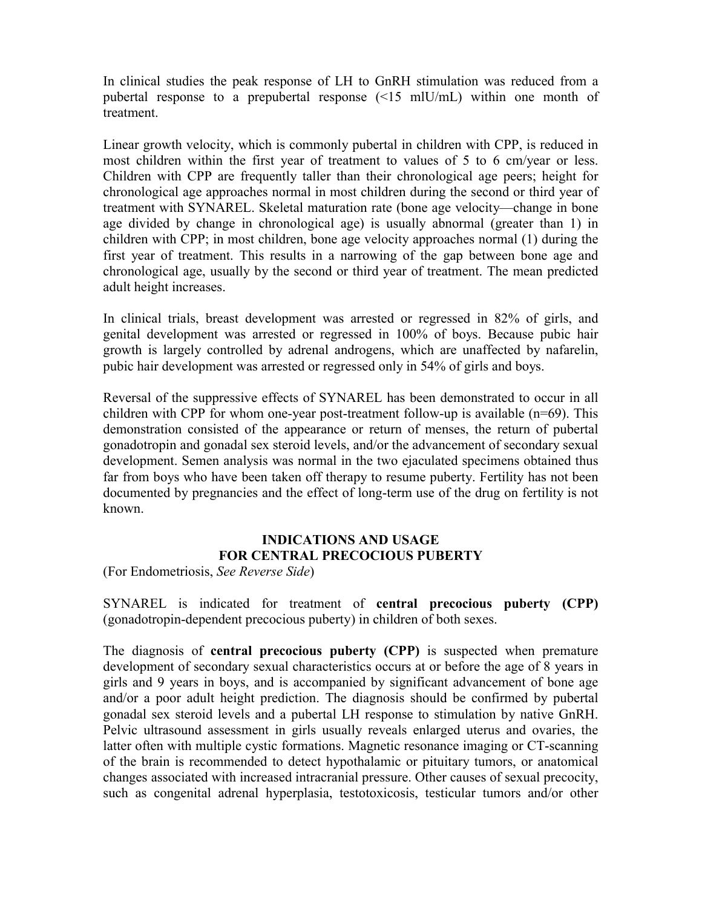In clinical studies the peak response of LH to GnRH stimulation was reduced from a pubertal response to a prepubertal response (<15 mIU/mL) within one month of treatment.

Linear growth velocity, which is commonly pubertal in children with CPP, is reduced in most children within the first year of treatment to values of 5 to 6 cm/year or less. Children with CPP are frequently taller than their chronological age peers; height for chronological age approaches normal in most children during the second or third year of treatment with SYNAREL. Skeletal maturation rate (bone age velocity—change in bone age divided by change in chronological age) is usually abnormal (greater than 1) in children with CPP; in most children, bone age velocity approaches normal (1) during the first year of treatment. This results in a narrowing of the gap between bone age and chronological age, usually by the second or third year of treatment. The mean predicted adult height increases.

In clinical trials, breast development was arrested or regressed in 82% of girls, and genital development was arrested or regressed in 100% of boys. Because pubic hair growth is largely controlled by adrenal androgens, which are unaffected by nafarelin, pubic hair development was arrested or regressed only in 54% of girls and boys.

Reversal of the suppressive effects of SYNAREL has been demonstrated to occur in all children with CPP for whom one-year post-treatment follow-up is available (n=69). This demonstration consisted of the appearance or return of menses, the return of pubertal gonadotropin and gonadal sex steroid levels, and/or the advancement of secondary sexual development. Semen analysis was normal in the two ejaculated specimens obtained thus far from boys who have been taken off therapy to resume puberty. Fertility has not been documented by pregnancies and the effect of long-term use of the drug on fertility is not known.

## INDICATIONS AND USAGE FOR CENTRAL PRECOCIOUS PUBERTY

(For Endometriosis, *See Reverse Side*)

SYNAREL is indicated for treatment of **central precocious puberty (CPP)** (gonadotropin-dependent precocious puberty) in children of both sexes.

The diagnosis of **central precocious puberty (CPP)** is suspected when premature development of secondary sexual characteristics occurs at or before the age of 8 years in girls and 9 years in boys, and is accompanied by significant advancement of bone age and/or a poor adult height prediction. The diagnosis should be confirmed by pubertal gonadal sex steroid levels and a pubertal LH response to stimulation by native GnRH. Pelvic ultrasound assessment in girls usually reveals enlarged uterus and ovaries, the latter often with multiple cystic formations. Magnetic resonance imaging or CT-scanning of the brain is recommended to detect hypothalamic or pituitary tumors, or anatomical changes associated with increased intracranial pressure. Other causes of sexual precocity, such as congenital adrenal hyperplasia, testotoxicosis, testicular tumors and/or other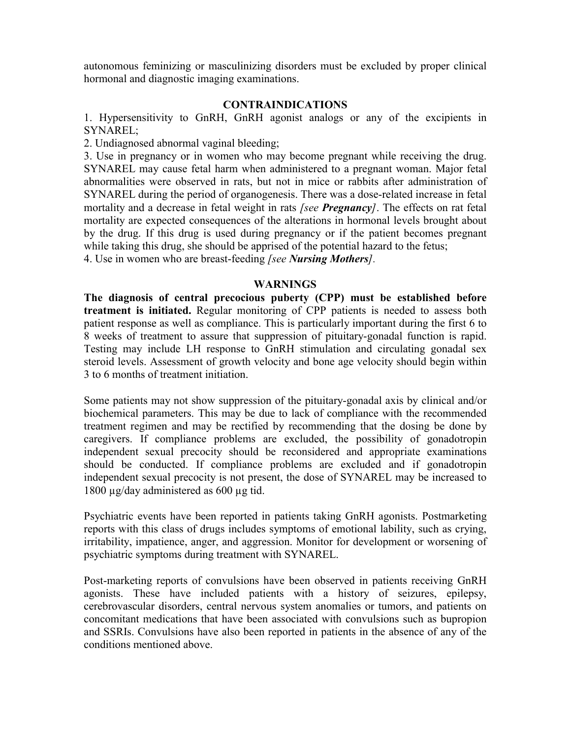autonomous feminizing or masculinizing disorders must be excluded by proper clinical hormonal and diagnostic imaging examinations.

## CONTRAINDICATIONS

1. Hypersensitivity to GnRH, GnRH agonist analogs or any of the excipients in SYNAREL;
2. Undiagnosed abnormal vaginal bleeding;
3. Use in pregnancy or in women who may become pregnant while receiving the drug. SYNAREL may cause fetal harm when administered to a pregnant woman. Major fetal abnormalities were observed in rats, but not in mice or rabbits after administration of SYNAREL during the period of organogenesis. There was a dose-related increase in fetal mortality and a decrease in fetal weight in rats *[see **Pregnancy**]*. The effects on rat fetal mortality are expected consequences of the alterations in hormonal levels brought about by the drug. If this drug is used during pregnancy or if the patient becomes pregnant while taking this drug, she should be apprised of the potential hazard to the fetus;
4. Use in women who are breast-feeding *[see **Nursing Mothers**]*.

## WARNINGS

**The diagnosis of central precocious puberty (CPP) must be established before treatment is initiated.** Regular monitoring of CPP patients is needed to assess both patient response as well as compliance. This is particularly important during the first 6 to 8 weeks of treatment to assure that suppression of pituitary-gonadal function is rapid. Testing may include LH response to GnRH stimulation and circulating gonadal sex steroid levels. Assessment of growth velocity and bone age velocity should begin within 3 to 6 months of treatment initiation.

Some patients may not show suppression of the pituitary-gonadal axis by clinical and/or biochemical parameters. This may be due to lack of compliance with the recommended treatment regimen and may be rectified by recommending that the dosing be done by caregivers. If compliance problems are excluded, the possibility of gonadotropin independent sexual precocity should be reconsidered and appropriate examinations should be conducted. If compliance problems are excluded and if gonadotropin independent sexual precocity is not present, the dose of SYNAREL may be increased to 1800 µg/day administered as 600 µg tid.

Psychiatric events have been reported in patients taking GnRH agonists. Postmarketing reports with this class of drugs includes symptoms of emotional lability, such as crying, irritability, impatience, anger, and aggression. Monitor for development or worsening of psychiatric symptoms during treatment with SYNAREL.

Post-marketing reports of convulsions have been observed in patients receiving GnRH agonists. These have included patients with a history of seizures, epilepsy, cerebrovascular disorders, central nervous system anomalies or tumors, and patients on concomitant medications that have been associated with convulsions such as bupropion and SSRIs. Convulsions have also been reported in patients in the absence of any of the conditions mentioned above.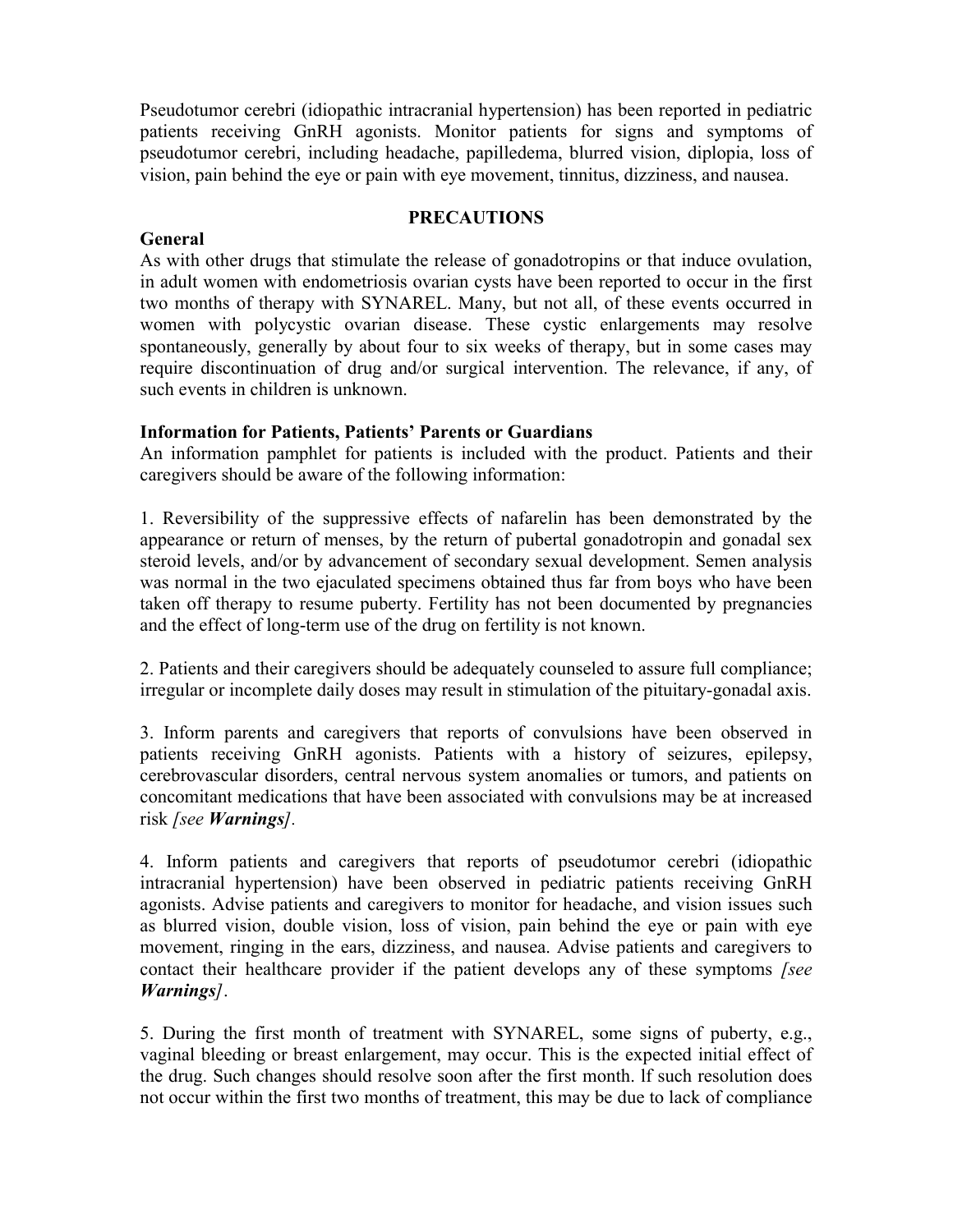Pseudotumor cerebri (idiopathic intracranial hypertension) has been reported in pediatric patients receiving GnRH agonists. Monitor patients for signs and symptoms of pseudotumor cerebri, including headache, papilledema, blurred vision, diplopia, loss of vision, pain behind the eye or pain with eye movement, tinnitus, dizziness, and nausea.

## PRECAUTIONS

### General

As with other drugs that stimulate the release of gonadotropins or that induce ovulation, in adult women with endometriosis ovarian cysts have been reported to occur in the first two months of therapy with SYNAREL. Many, but not all, of these events occurred in women with polycystic ovarian disease. These cystic enlargements may resolve spontaneously, generally by about four to six weeks of therapy, but in some cases may require discontinuation of drug and/or surgical intervention. The relevance, if any, of such events in children is unknown.

### Information for Patients, Patients' Parents or Guardians

An information pamphlet for patients is included with the product. Patients and their caregivers should be aware of the following information:

1. Reversibility of the suppressive effects of nafarelin has been demonstrated by the appearance or return of menses, by the return of pubertal gonadotropin and gonadal sex steroid levels, and/or by advancement of secondary sexual development. Semen analysis was normal in the two ejaculated specimens obtained thus far from boys who have been taken off therapy to resume puberty. Fertility has not been documented by pregnancies and the effect of long-term use of the drug on fertility is not known.

2. Patients and their caregivers should be adequately counseled to assure full compliance; irregular or incomplete daily doses may result in stimulation of the pituitary-gonadal axis.

3. Inform parents and caregivers that reports of convulsions have been observed in patients receiving GnRH agonists. Patients with a history of seizures, epilepsy, cerebrovascular disorders, central nervous system anomalies or tumors, and patients on concomitant medications that have been associated with convulsions may be at increased risk *[see **Warnings**]*.

4. Inform patients and caregivers that reports of pseudotumor cerebri (idiopathic intracranial hypertension) have been observed in pediatric patients receiving GnRH agonists. Advise patients and caregivers to monitor for headache, and vision issues such as blurred vision, double vision, loss of vision, pain behind the eye or pain with eye movement, ringing in the ears, dizziness, and nausea. Advise patients and caregivers to contact their healthcare provider if the patient develops any of these symptoms *[see **Warnings**]*.

5. During the first month of treatment with SYNAREL, some signs of puberty, e.g., vaginal bleeding or breast enlargement, may occur. This is the expected initial effect of the drug. Such changes should resolve soon after the first month. If such resolution does not occur within the first two months of treatment, this may be due to lack of compliance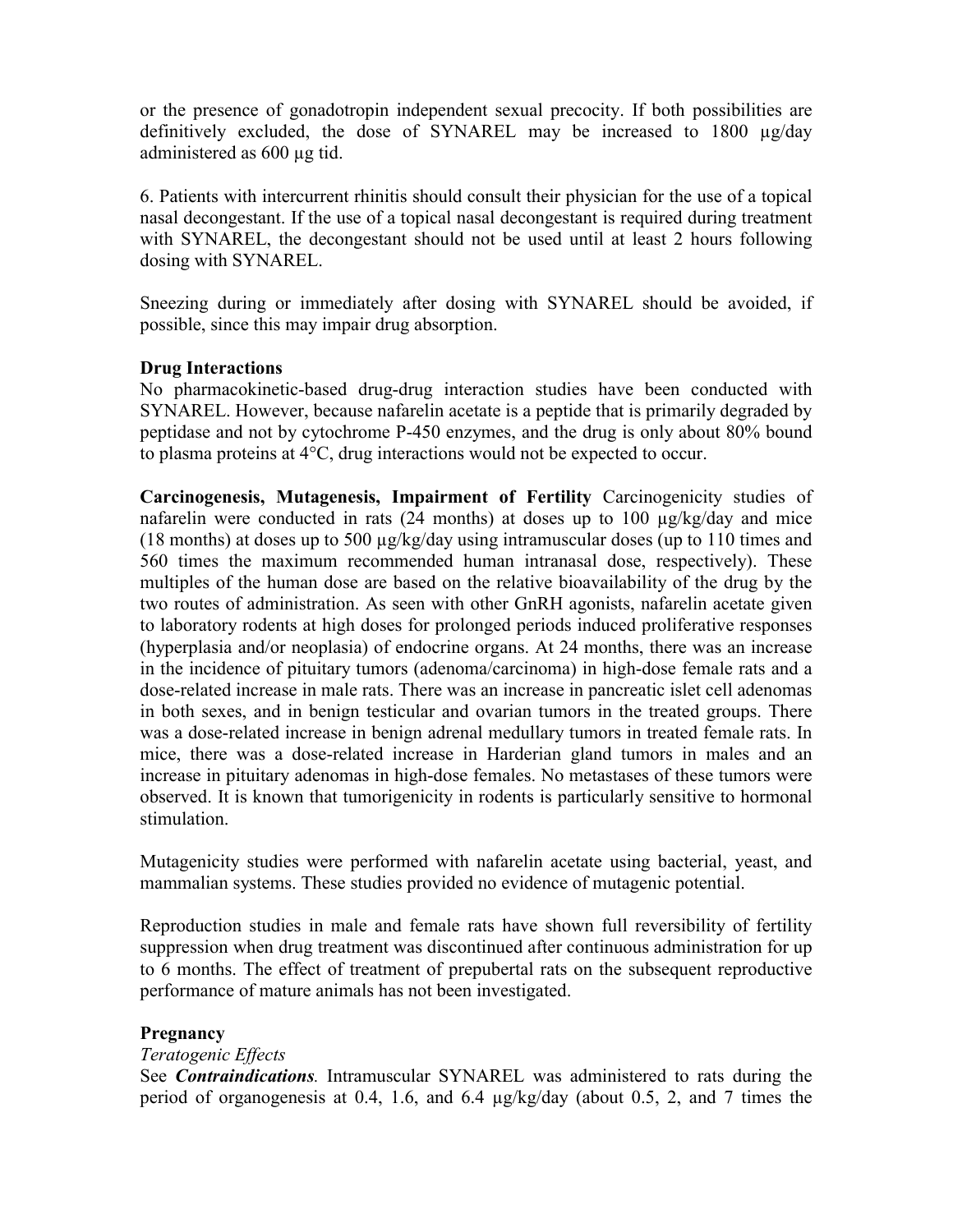or the presence of gonadotropin independent sexual precocity. If both possibilities are definitively excluded, the dose of SYNAREL may be increased to 1800 µg/day administered as 600 µg tid.

6. Patients with intercurrent rhinitis should consult their physician for the use of a topical nasal decongestant. If the use of a topical nasal decongestant is required during treatment with SYNAREL, the decongestant should not be used until at least 2 hours following dosing with SYNAREL.

Sneezing during or immediately after dosing with SYNAREL should be avoided, if possible, since this may impair drug absorption.

**Drug Interactions**

No pharmacokinetic-based drug-drug interaction studies have been conducted with SYNAREL. However, because nafarelin acetate is a peptide that is primarily degraded by peptidase and not by cytochrome P-450 enzymes, and the drug is only about 80% bound to plasma proteins at 4°C, drug interactions would not be expected to occur.

**Carcinogenesis, Mutagenesis, Impairment of Fertility** Carcinogenicity studies of nafarelin were conducted in rats (24 months) at doses up to 100 µg/kg/day and mice (18 months) at doses up to 500 µg/kg/day using intramuscular doses (up to 110 times and 560 times the maximum recommended human intranasal dose, respectively). These multiples of the human dose are based on the relative bioavailability of the drug by the two routes of administration. As seen with other GnRH agonists, nafarelin acetate given to laboratory rodents at high doses for prolonged periods induced proliferative responses (hyperplasia and/or neoplasia) of endocrine organs. At 24 months, there was an increase in the incidence of pituitary tumors (adenoma/carcinoma) in high-dose female rats and a dose-related increase in male rats. There was an increase in pancreatic islet cell adenomas in both sexes, and in benign testicular and ovarian tumors in the treated groups. There was a dose-related increase in benign adrenal medullary tumors in treated female rats. In mice, there was a dose-related increase in Harderian gland tumors in males and an increase in pituitary adenomas in high-dose females. No metastases of these tumors were observed. It is known that tumorigenicity in rodents is particularly sensitive to hormonal stimulation.

Mutagenicity studies were performed with nafarelin acetate using bacterial, yeast, and mammalian systems. These studies provided no evidence of mutagenic potential.

Reproduction studies in male and female rats have shown full reversibility of fertility suppression when drug treatment was discontinued after continuous administration for up to 6 months. The effect of treatment of prepubertal rats on the subsequent reproductive performance of mature animals has not been investigated.

**Pregnancy**

*Teratogenic Effects*

See ***Contraindications***. Intramuscular SYNAREL was administered to rats during the period of organogenesis at 0.4, 1.6, and 6.4 µg/kg/day (about 0.5, 2, and 7 times the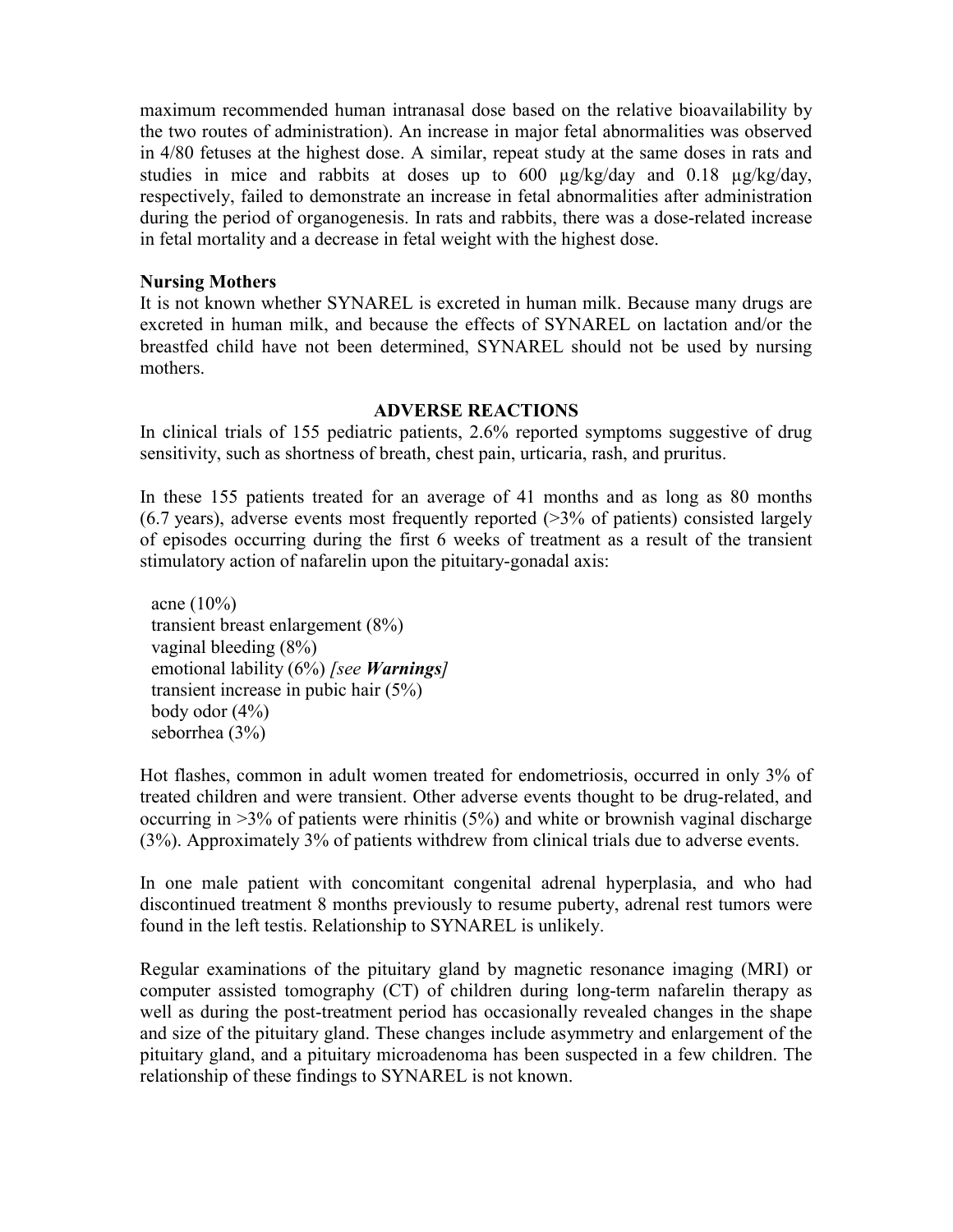maximum recommended human intranasal dose based on the relative bioavailability by the two routes of administration). An increase in major fetal abnormalities was observed in 4/80 fetuses at the highest dose. A similar, repeat study at the same doses in rats and studies in mice and rabbits at doses up to 600 µg/kg/day and 0.18 µg/kg/day, respectively, failed to demonstrate an increase in fetal abnormalities after administration during the period of organogenesis. In rats and rabbits, there was a dose-related increase in fetal mortality and a decrease in fetal weight with the highest dose.

**Nursing Mothers**

It is not known whether SYNAREL is excreted in human milk. Because many drugs are excreted in human milk, and because the effects of SYNAREL on lactation and/or the breastfed child have not been determined, SYNAREL should not be used by nursing mothers.

## ADVERSE REACTIONS

In clinical trials of 155 pediatric patients, 2.6% reported symptoms suggestive of drug sensitivity, such as shortness of breath, chest pain, urticaria, rash, and pruritus.

In these 155 patients treated for an average of 41 months and as long as 80 months (6.7 years), adverse events most frequently reported (>3% of patients) consisted largely of episodes occurring during the first 6 weeks of treatment as a result of the transient stimulatory action of nafarelin upon the pituitary-gonadal axis:

- acne (10%)
- transient breast enlargement (8%)
- vaginal bleeding (8%)
- emotional lability (6%) *[see **Warnings**]*
- transient increase in pubic hair (5%)
- body odor (4%)
- seborrhea (3%)

Hot flashes, common in adult women treated for endometriosis, occurred in only 3% of treated children and were transient. Other adverse events thought to be drug-related, and occurring in >3% of patients were rhinitis (5%) and white or brownish vaginal discharge (3%). Approximately 3% of patients withdrew from clinical trials due to adverse events.

In one male patient with concomitant congenital adrenal hyperplasia, and who had discontinued treatment 8 months previously to resume puberty, adrenal rest tumors were found in the left testis. Relationship to SYNAREL is unlikely.

Regular examinations of the pituitary gland by magnetic resonance imaging (MRI) or computer assisted tomography (CT) of children during long-term nafarelin therapy as well as during the post-treatment period has occasionally revealed changes in the shape and size of the pituitary gland. These changes include asymmetry and enlargement of the pituitary gland, and a pituitary microadenoma has been suspected in a few children. The relationship of these findings to SYNAREL is not known.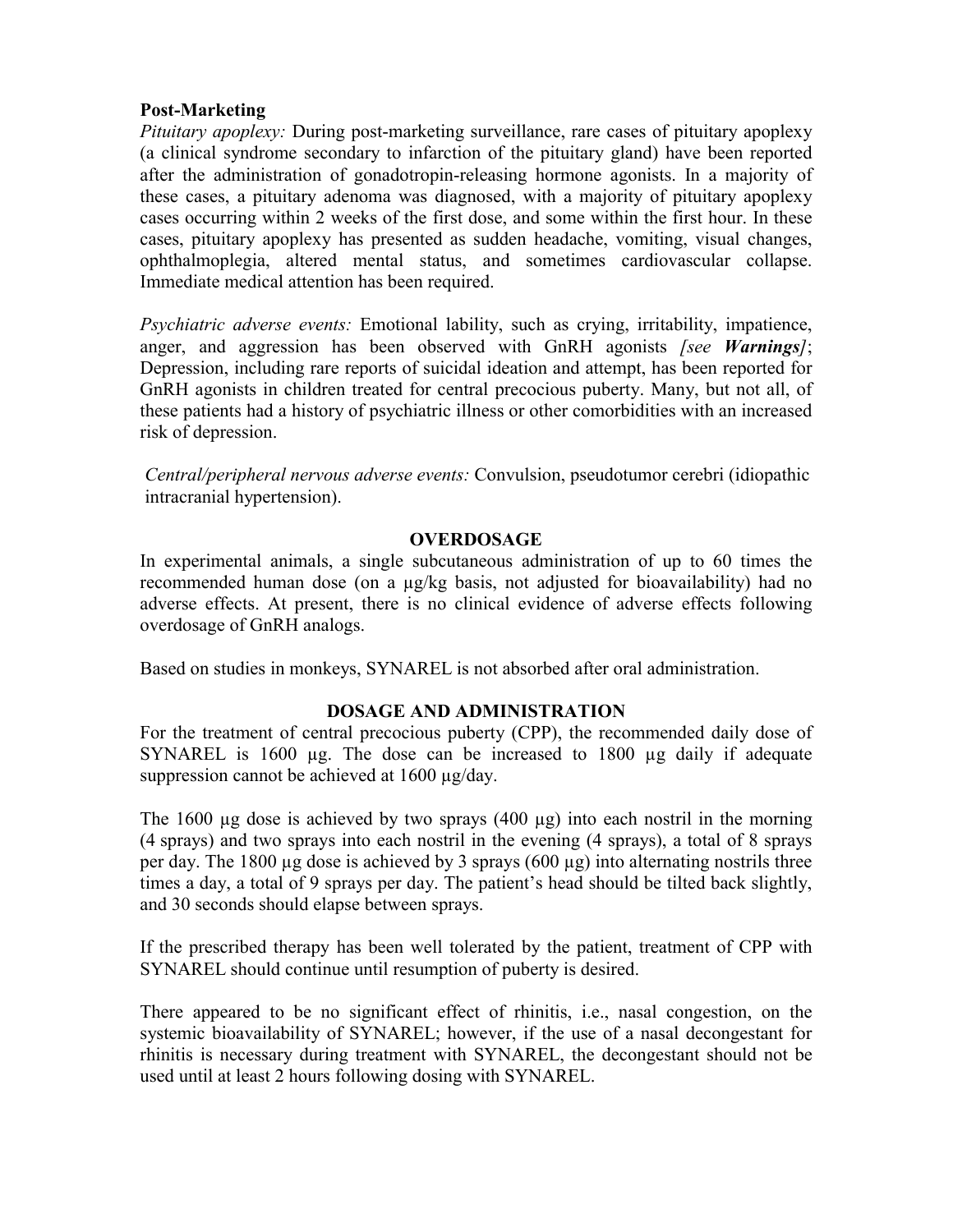**Post-Marketing**

*Pituitary apoplexy:* During post-marketing surveillance, rare cases of pituitary apoplexy (a clinical syndrome secondary to infarction of the pituitary gland) have been reported after the administration of gonadotropin-releasing hormone agonists. In a majority of these cases, a pituitary adenoma was diagnosed, with a majority of pituitary apoplexy cases occurring within 2 weeks of the first dose, and some within the first hour. In these cases, pituitary apoplexy has presented as sudden headache, vomiting, visual changes, ophthalmoplegia, altered mental status, and sometimes cardiovascular collapse. Immediate medical attention has been required.

*Psychiatric adverse events:* Emotional lability, such as crying, irritability, impatience, anger, and aggression has been observed with GnRH agonists *[see **Warnings**]*; Depression, including rare reports of suicidal ideation and attempt, has been reported for GnRH agonists in children treated for central precocious puberty. Many, but not all, of these patients had a history of psychiatric illness or other comorbidities with an increased risk of depression.

*Central/peripheral nervous adverse events:* Convulsion, pseudotumor cerebri (idiopathic intracranial hypertension).

## OVERDOSAGE

In experimental animals, a single subcutaneous administration of up to 60 times the recommended human dose (on a µg/kg basis, not adjusted for bioavailability) had no adverse effects. At present, there is no clinical evidence of adverse effects following overdosage of GnRH analogs.

Based on studies in monkeys, SYNAREL is not absorbed after oral administration.

## DOSAGE AND ADMINISTRATION

For the treatment of central precocious puberty (CPP), the recommended daily dose of SYNAREL is 1600 µg. The dose can be increased to 1800 µg daily if adequate suppression cannot be achieved at 1600 µg/day.

The 1600 µg dose is achieved by two sprays (400 µg) into each nostril in the morning (4 sprays) and two sprays into each nostril in the evening (4 sprays), a total of 8 sprays per day. The 1800 µg dose is achieved by 3 sprays (600 µg) into alternating nostrils three times a day, a total of 9 sprays per day. The patient's head should be tilted back slightly, and 30 seconds should elapse between sprays.

If the prescribed therapy has been well tolerated by the patient, treatment of CPP with SYNAREL should continue until resumption of puberty is desired.

There appeared to be no significant effect of rhinitis, i.e., nasal congestion, on the systemic bioavailability of SYNAREL; however, if the use of a nasal decongestant for rhinitis is necessary during treatment with SYNAREL, the decongestant should not be used until at least 2 hours following dosing with SYNAREL.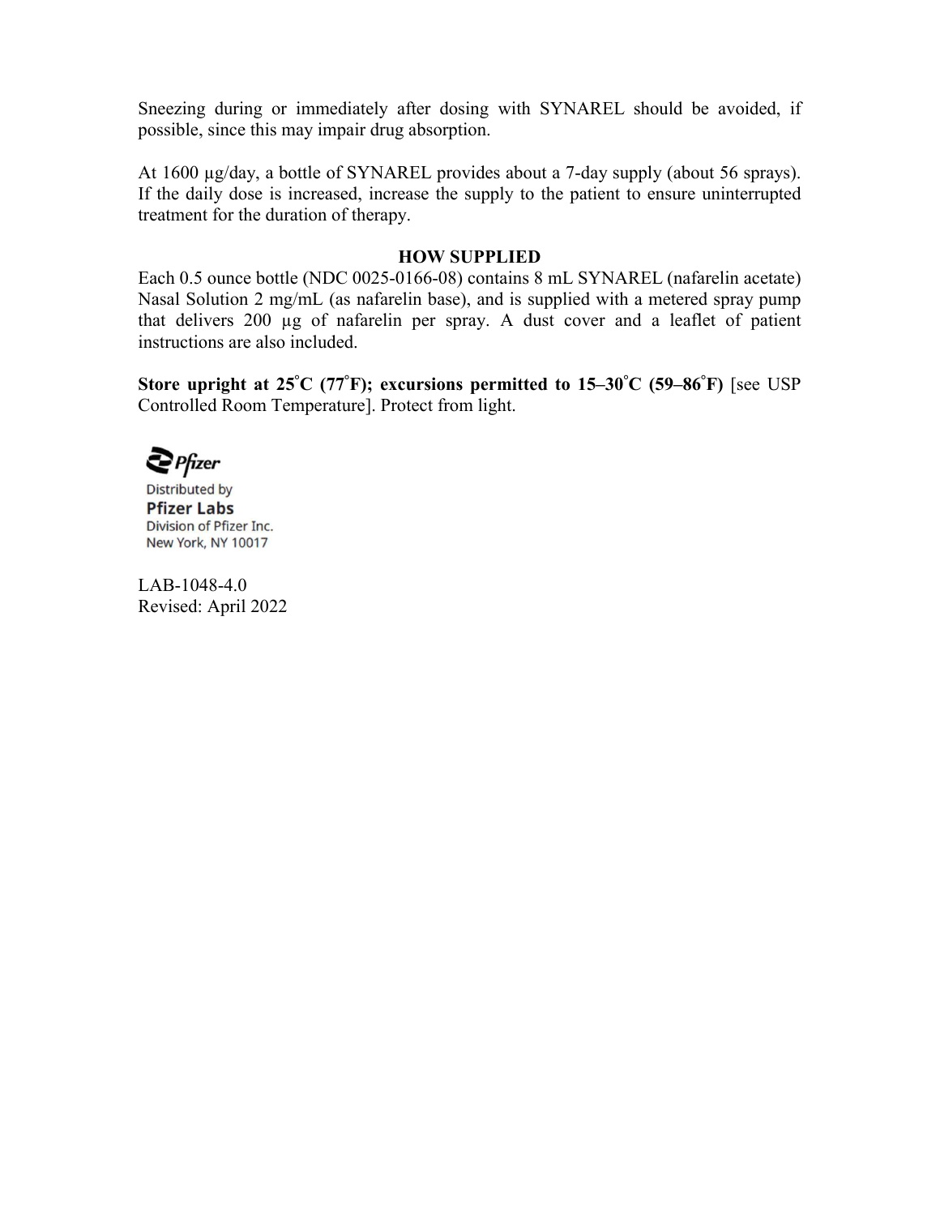Sneezing during or immediately after dosing with SYNAREL should be avoided, if possible, since this may impair drug absorption.

At 1600 µg/day, a bottle of SYNAREL provides about a 7-day supply (about 56 sprays). If the daily dose is increased, increase the supply to the patient to ensure uninterrupted treatment for the duration of therapy.

## HOW SUPPLIED

Each 0.5 ounce bottle (NDC 0025-0166-08) contains 8 mL SYNAREL (nafarelin acetate) Nasal Solution 2 mg/mL (as nafarelin base), and is supplied with a metered spray pump that delivers 200 µg of nafarelin per spray. A dust cover and a leaflet of patient instructions are also included.

**Store upright at 25°C (77°F); excursions permitted to 15–30°C (59–86°F)** [see USP Controlled Room Temperature]. Protect from light.

Pfizer

Distributed by
**Pfizer Labs**
Division of Pfizer Inc.
New York, NY 10017

LAB-1048-4.0
Revised: April 2022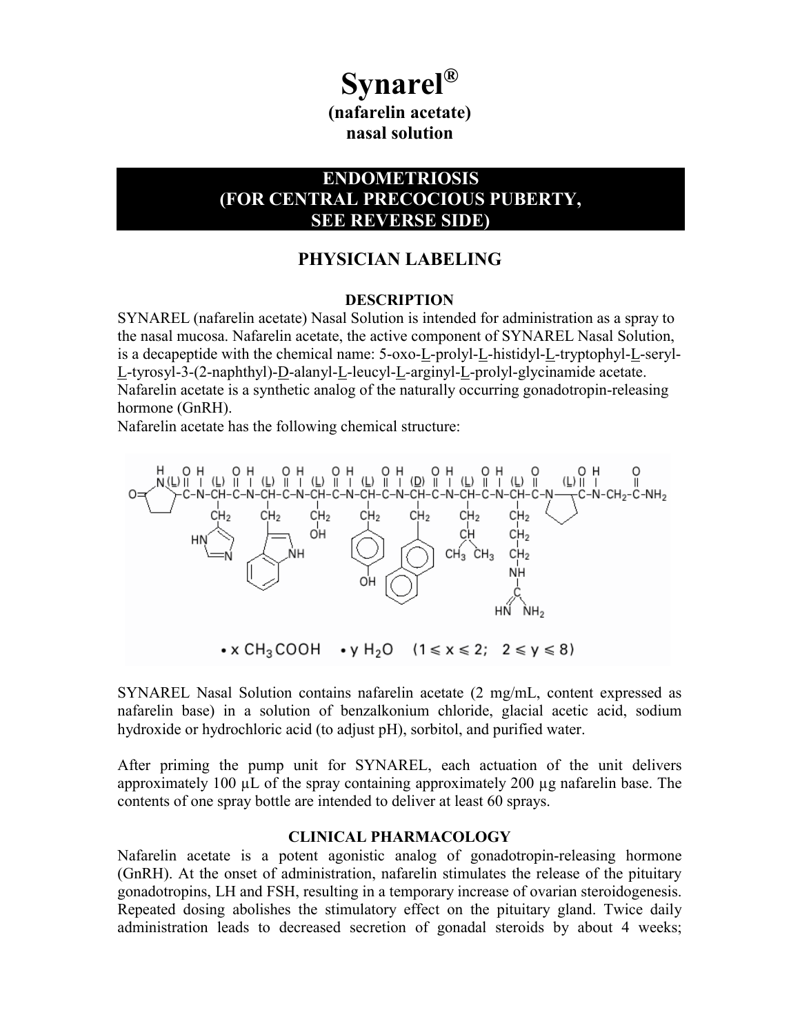# Synarel®

**(nafarelin acetate)**
**nasal solution**

## ENDOMETRIOSIS (FOR CENTRAL PRECOCIOUS PUBERTY, SEE REVERSE SIDE)

## PHYSICIAN LABELING

### DESCRIPTION

SYNAREL (nafarelin acetate) Nasal Solution is intended for administration as a spray to the nasal mucosa. Nafarelin acetate, the active component of SYNAREL Nasal Solution, is a decapeptide with the chemical name: 5-oxo-L-prolyl-L-histidyl-L-tryptophyl-L-seryl-L-tyrosyl-3-(2-naphthyl)-D-alanyl-L-leucyl-L-arginyl-L-prolyl-glycinamide acetate. Nafarelin acetate is a synthetic analog of the naturally occurring gonadotropin-releasing hormone (GnRH).

Nafarelin acetate has the following chemical structure:

$\cdot$ x $CH_3COOH$ $\cdot$ y $H_2O$ $(1 \leq x \leq 2;\ 2 \leq y \leq 8)$

SYNAREL Nasal Solution contains nafarelin acetate (2 mg/mL, content expressed as nafarelin base) in a solution of benzalkonium chloride, glacial acetic acid, sodium hydroxide or hydrochloric acid (to adjust pH), sorbitol, and purified water.

After priming the pump unit for SYNAREL, each actuation of the unit delivers approximately 100 µL of the spray containing approximately 200 µg nafarelin base. The contents of one spray bottle are intended to deliver at least 60 sprays.

### CLINICAL PHARMACOLOGY

Nafarelin acetate is a potent agonistic analog of gonadotropin-releasing hormone (GnRH). At the onset of administration, nafarelin stimulates the release of the pituitary gonadotropins, LH and FSH, resulting in a temporary increase of ovarian steroidogenesis. Repeated dosing abolishes the stimulatory effect on the pituitary gland. Twice daily administration leads to decreased secretion of gonadal steroids by about 4 weeks;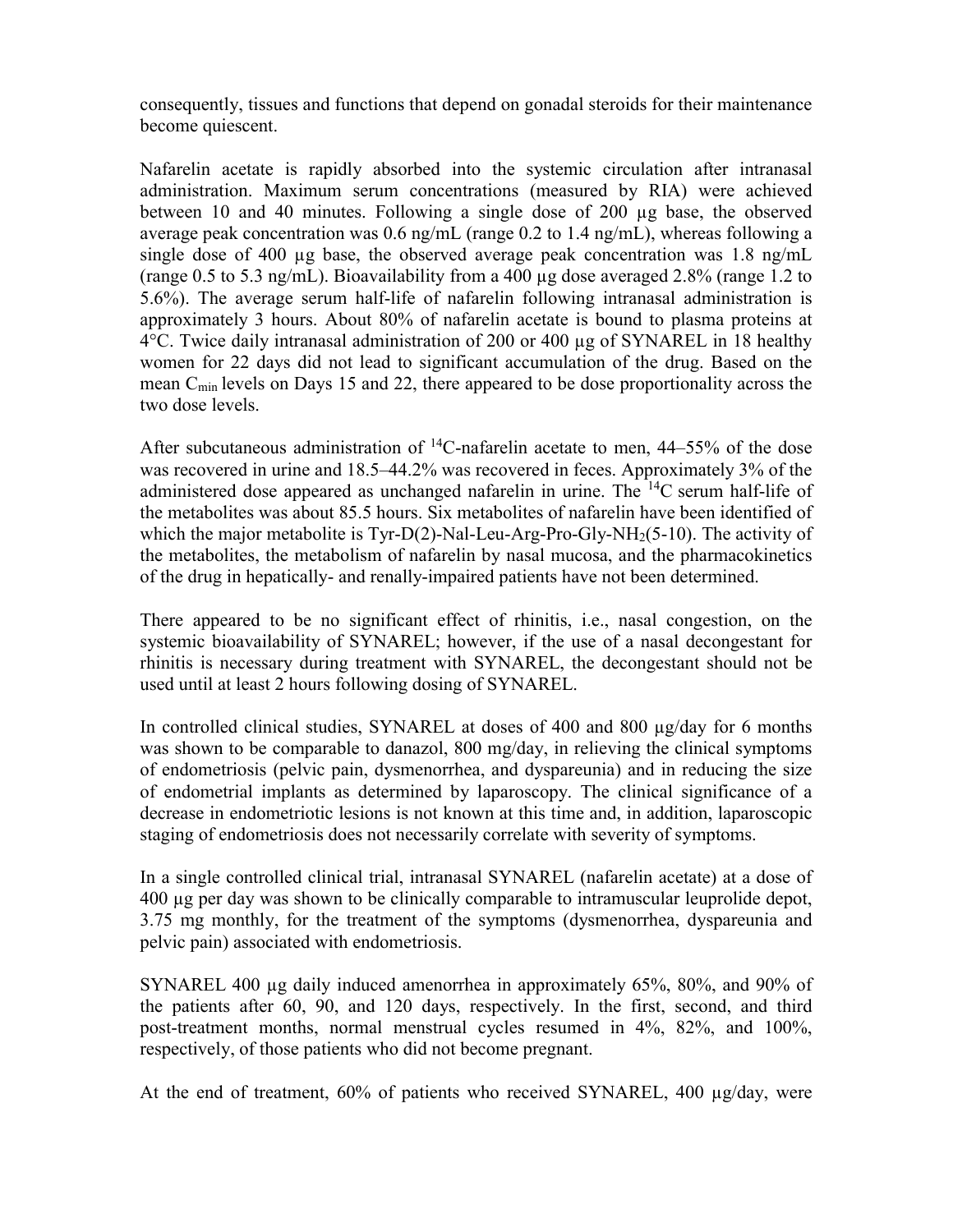consequently, tissues and functions that depend on gonadal steroids for their maintenance become quiescent.

Nafarelin acetate is rapidly absorbed into the systemic circulation after intranasal administration. Maximum serum concentrations (measured by RIA) were achieved between 10 and 40 minutes. Following a single dose of 200 µg base, the observed average peak concentration was 0.6 ng/mL (range 0.2 to 1.4 ng/mL), whereas following a single dose of 400 µg base, the observed average peak concentration was 1.8 ng/mL (range 0.5 to 5.3 ng/mL). Bioavailability from a 400 µg dose averaged 2.8% (range 1.2 to 5.6%). The average serum half-life of nafarelin following intranasal administration is approximately 3 hours. About 80% of nafarelin acetate is bound to plasma proteins at 4°C. Twice daily intranasal administration of 200 or 400 µg of SYNAREL in 18 healthy women for 22 days did not lead to significant accumulation of the drug. Based on the mean $C_{min}$ levels on Days 15 and 22, there appeared to be dose proportionality across the two dose levels.

After subcutaneous administration of $^{14}C$-nafarelin acetate to men, 44–55% of the dose was recovered in urine and 18.5–44.2% was recovered in feces. Approximately 3% of the administered dose appeared as unchanged nafarelin in urine. The $^{14}C$ serum half-life of the metabolites was about 85.5 hours. Six metabolites of nafarelin have been identified of which the major metabolite is Tyr-D(2)-Nal-Leu-Arg-Pro-Gly-$NH_2$(5-10). The activity of the metabolites, the metabolism of nafarelin by nasal mucosa, and the pharmacokinetics of the drug in hepatically- and renally-impaired patients have not been determined.

There appeared to be no significant effect of rhinitis, i.e., nasal congestion, on the systemic bioavailability of SYNAREL; however, if the use of a nasal decongestant for rhinitis is necessary during treatment with SYNAREL, the decongestant should not be used until at least 2 hours following dosing of SYNAREL.

In controlled clinical studies, SYNAREL at doses of 400 and 800 µg/day for 6 months was shown to be comparable to danazol, 800 mg/day, in relieving the clinical symptoms of endometriosis (pelvic pain, dysmenorrhea, and dyspareunia) and in reducing the size of endometrial implants as determined by laparoscopy. The clinical significance of a decrease in endometriotic lesions is not known at this time and, in addition, laparoscopic staging of endometriosis does not necessarily correlate with severity of symptoms.

In a single controlled clinical trial, intranasal SYNAREL (nafarelin acetate) at a dose of 400 µg per day was shown to be clinically comparable to intramuscular leuprolide depot, 3.75 mg monthly, for the treatment of the symptoms (dysmenorrhea, dyspareunia and pelvic pain) associated with endometriosis.

SYNAREL 400 µg daily induced amenorrhea in approximately 65%, 80%, and 90% of the patients after 60, 90, and 120 days, respectively. In the first, second, and third post-treatment months, normal menstrual cycles resumed in 4%, 82%, and 100%, respectively, of those patients who did not become pregnant.

At the end of treatment, 60% of patients who received SYNAREL, 400 µg/day, were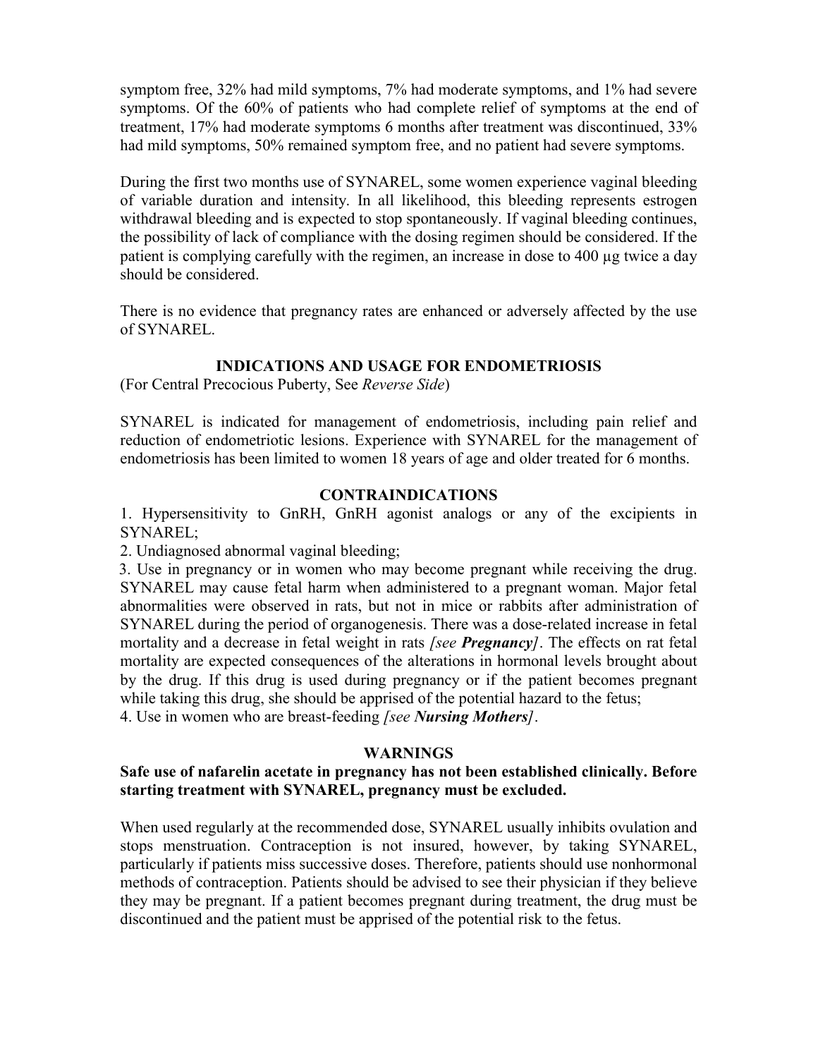symptom free, 32% had mild symptoms, 7% had moderate symptoms, and 1% had severe symptoms. Of the 60% of patients who had complete relief of symptoms at the end of treatment, 17% had moderate symptoms 6 months after treatment was discontinued, 33% had mild symptoms, 50% remained symptom free, and no patient had severe symptoms.

During the first two months use of SYNAREL, some women experience vaginal bleeding of variable duration and intensity. In all likelihood, this bleeding represents estrogen withdrawal bleeding and is expected to stop spontaneously. If vaginal bleeding continues, the possibility of lack of compliance with the dosing regimen should be considered. If the patient is complying carefully with the regimen, an increase in dose to 400 µg twice a day should be considered.

There is no evidence that pregnancy rates are enhanced or adversely affected by the use of SYNAREL.

## INDICATIONS AND USAGE FOR ENDOMETRIOSIS

(For Central Precocious Puberty, See *Reverse Side*)

SYNAREL is indicated for management of endometriosis, including pain relief and reduction of endometriotic lesions. Experience with SYNAREL for the management of endometriosis has been limited to women 18 years of age and older treated for 6 months.

## CONTRAINDICATIONS

1. Hypersensitivity to GnRH, GnRH agonist analogs or any of the excipients in SYNAREL;
2. Undiagnosed abnormal vaginal bleeding;
3. Use in pregnancy or in women who may become pregnant while receiving the drug. SYNAREL may cause fetal harm when administered to a pregnant woman. Major fetal abnormalities were observed in rats, but not in mice or rabbits after administration of SYNAREL during the period of organogenesis. There was a dose-related increase in fetal mortality and a decrease in fetal weight in rats *[see **Pregnancy**]*. The effects on rat fetal mortality are expected consequences of the alterations in hormonal levels brought about by the drug. If this drug is used during pregnancy or if the patient becomes pregnant while taking this drug, she should be apprised of the potential hazard to the fetus;
4. Use in women who are breast-feeding *[see **Nursing Mothers**]*.

## WARNINGS

**Safe use of nafarelin acetate in pregnancy has not been established clinically. Before starting treatment with SYNAREL, pregnancy must be excluded.**

When used regularly at the recommended dose, SYNAREL usually inhibits ovulation and stops menstruation. Contraception is not insured, however, by taking SYNAREL, particularly if patients miss successive doses. Therefore, patients should use nonhormonal methods of contraception. Patients should be advised to see their physician if they believe they may be pregnant. If a patient becomes pregnant during treatment, the drug must be discontinued and the patient must be apprised of the potential risk to the fetus.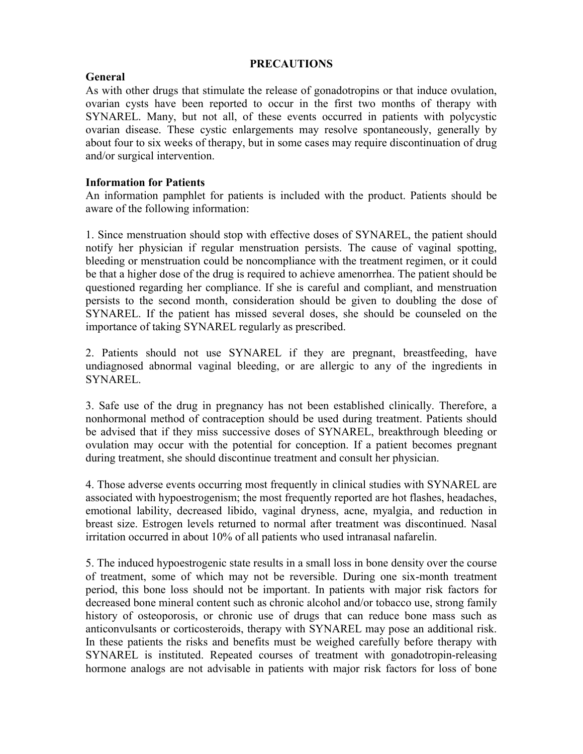## PRECAUTIONS

### General

As with other drugs that stimulate the release of gonadotropins or that induce ovulation, ovarian cysts have been reported to occur in the first two months of therapy with SYNAREL. Many, but not all, of these events occurred in patients with polycystic ovarian disease. These cystic enlargements may resolve spontaneously, generally by about four to six weeks of therapy, but in some cases may require discontinuation of drug and/or surgical intervention.

### Information for Patients

An information pamphlet for patients is included with the product. Patients should be aware of the following information:

1. Since menstruation should stop with effective doses of SYNAREL, the patient should notify her physician if regular menstruation persists. The cause of vaginal spotting, bleeding or menstruation could be noncompliance with the treatment regimen, or it could be that a higher dose of the drug is required to achieve amenorrhea. The patient should be questioned regarding her compliance. If she is careful and compliant, and menstruation persists to the second month, consideration should be given to doubling the dose of SYNAREL. If the patient has missed several doses, she should be counseled on the importance of taking SYNAREL regularly as prescribed.

2. Patients should not use SYNAREL if they are pregnant, breastfeeding, have undiagnosed abnormal vaginal bleeding, or are allergic to any of the ingredients in SYNAREL.

3. Safe use of the drug in pregnancy has not been established clinically. Therefore, a nonhormonal method of contraception should be used during treatment. Patients should be advised that if they miss successive doses of SYNAREL, breakthrough bleeding or ovulation may occur with the potential for conception. If a patient becomes pregnant during treatment, she should discontinue treatment and consult her physician.

4. Those adverse events occurring most frequently in clinical studies with SYNAREL are associated with hypoestrogenism; the most frequently reported are hot flashes, headaches, emotional lability, decreased libido, vaginal dryness, acne, myalgia, and reduction in breast size. Estrogen levels returned to normal after treatment was discontinued. Nasal irritation occurred in about 10% of all patients who used intranasal nafarelin.

5. The induced hypoestrogenic state results in a small loss in bone density over the course of treatment, some of which may not be reversible. During one six-month treatment period, this bone loss should not be important. In patients with major risk factors for decreased bone mineral content such as chronic alcohol and/or tobacco use, strong family history of osteoporosis, or chronic use of drugs that can reduce bone mass such as anticonvulsants or corticosteroids, therapy with SYNAREL may pose an additional risk. In these patients the risks and benefits must be weighed carefully before therapy with SYNAREL is instituted. Repeated courses of treatment with gonadotropin-releasing hormone analogs are not advisable in patients with major risk factors for loss of bone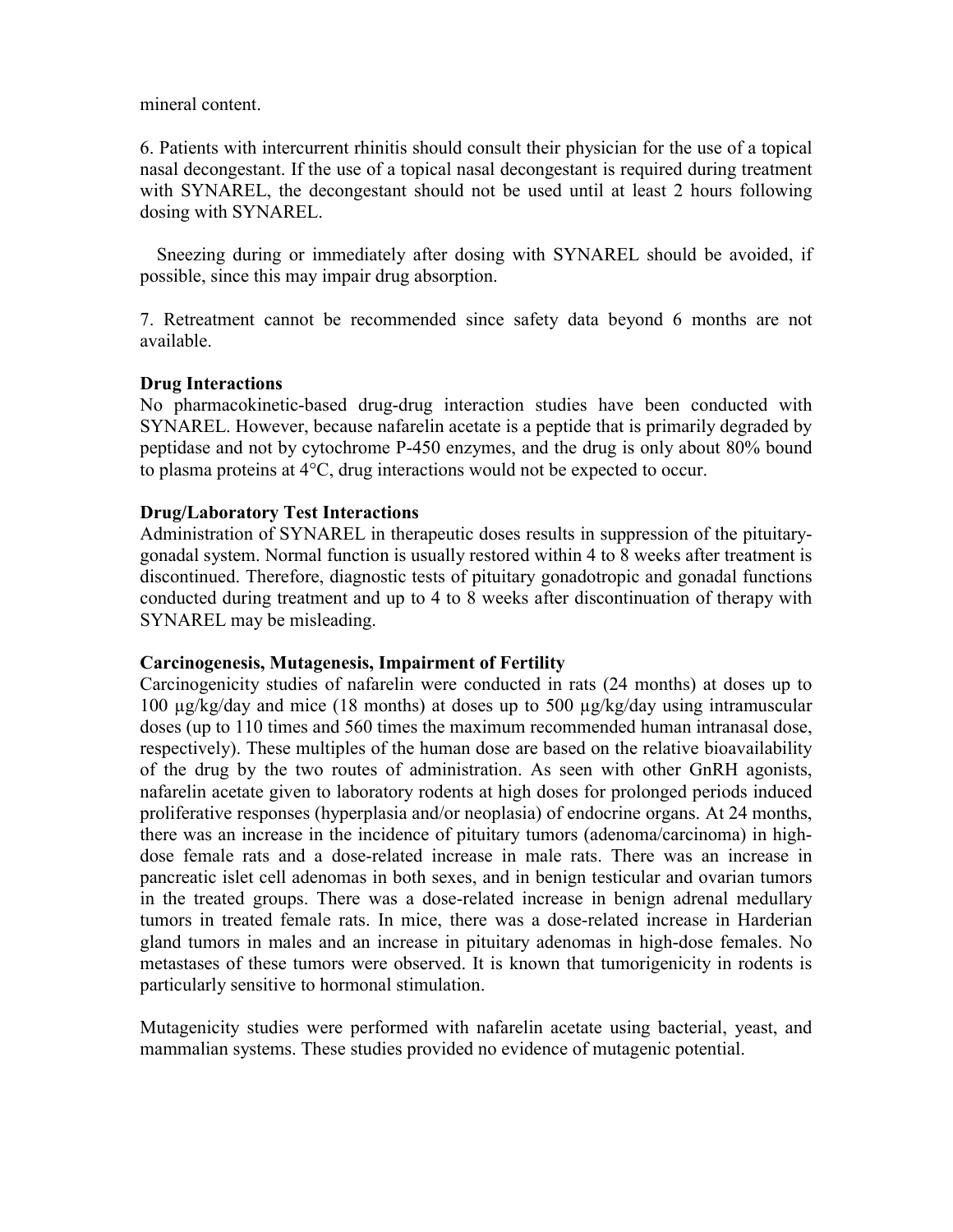mineral content.

6. Patients with intercurrent rhinitis should consult their physician for the use of a topical nasal decongestant. If the use of a topical nasal decongestant is required during treatment with SYNAREL, the decongestant should not be used until at least 2 hours following dosing with SYNAREL.

Sneezing during or immediately after dosing with SYNAREL should be avoided, if possible, since this may impair drug absorption.

7. Retreatment cannot be recommended since safety data beyond 6 months are not available.

**Drug Interactions**

No pharmacokinetic-based drug-drug interaction studies have been conducted with SYNAREL. However, because nafarelin acetate is a peptide that is primarily degraded by peptidase and not by cytochrome P-450 enzymes, and the drug is only about 80% bound to plasma proteins at 4°C, drug interactions would not be expected to occur.

**Drug/Laboratory Test Interactions**

Administration of SYNAREL in therapeutic doses results in suppression of the pituitary-gonadal system. Normal function is usually restored within 4 to 8 weeks after treatment is discontinued. Therefore, diagnostic tests of pituitary gonadotropic and gonadal functions conducted during treatment and up to 4 to 8 weeks after discontinuation of therapy with SYNAREL may be misleading.

**Carcinogenesis, Mutagenesis, Impairment of Fertility**

Carcinogenicity studies of nafarelin were conducted in rats (24 months) at doses up to 100 µg/kg/day and mice (18 months) at doses up to 500 µg/kg/day using intramuscular doses (up to 110 times and 560 times the maximum recommended human intranasal dose, respectively). These multiples of the human dose are based on the relative bioavailability of the drug by the two routes of administration. As seen with other GnRH agonists, nafarelin acetate given to laboratory rodents at high doses for prolonged periods induced proliferative responses (hyperplasia and/or neoplasia) of endocrine organs. At 24 months, there was an increase in the incidence of pituitary tumors (adenoma/carcinoma) in high-dose female rats and a dose-related increase in male rats. There was an increase in pancreatic islet cell adenomas in both sexes, and in benign testicular and ovarian tumors in the treated groups. There was a dose-related increase in benign adrenal medullary tumors in treated female rats. In mice, there was a dose-related increase in Harderian gland tumors in males and an increase in pituitary adenomas in high-dose females. No metastases of these tumors were observed. It is known that tumorigenicity in rodents is particularly sensitive to hormonal stimulation.

Mutagenicity studies were performed with nafarelin acetate using bacterial, yeast, and mammalian systems. These studies provided no evidence of mutagenic potential.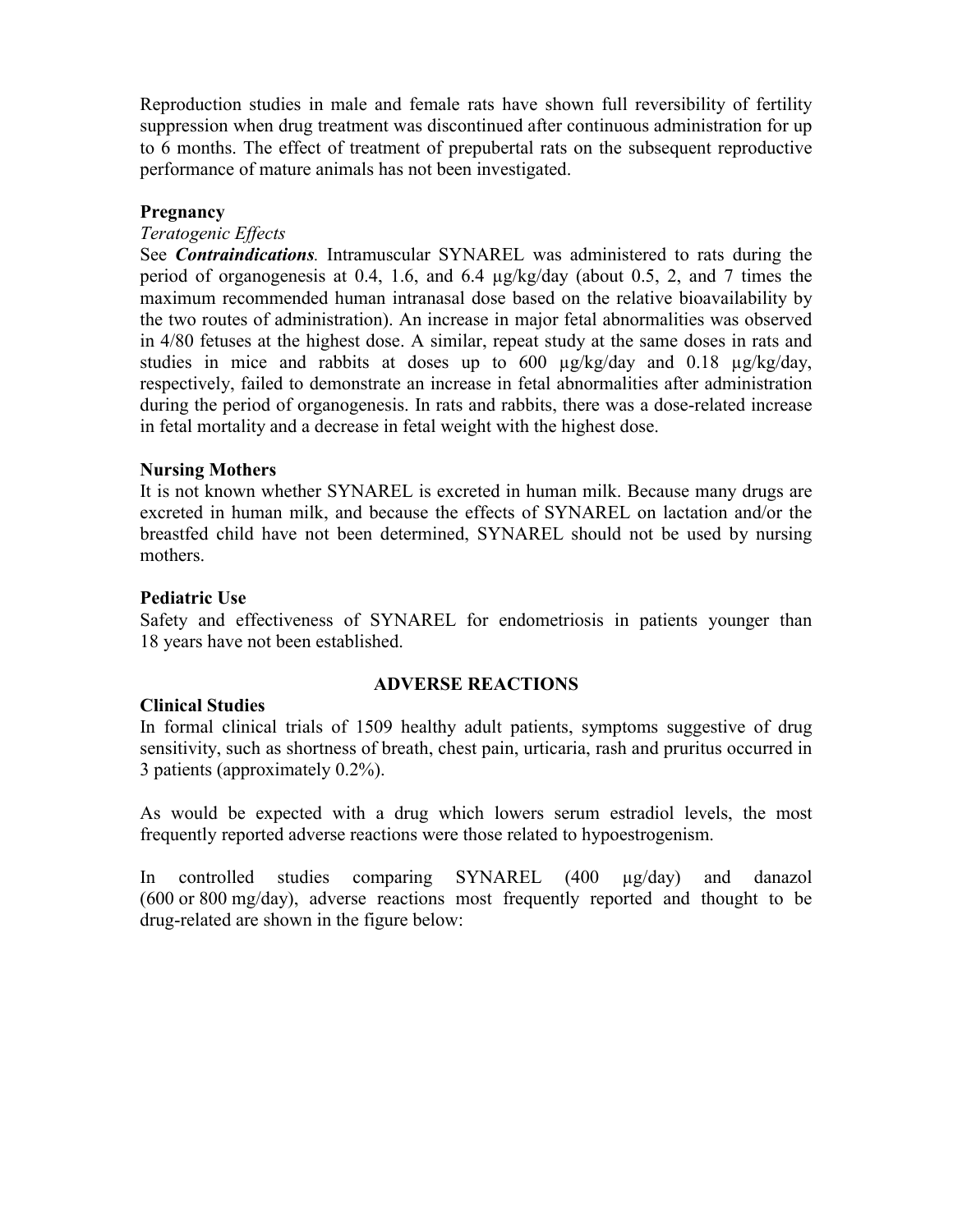Reproduction studies in male and female rats have shown full reversibility of fertility suppression when drug treatment was discontinued after continuous administration for up to 6 months. The effect of treatment of prepubertal rats on the subsequent reproductive performance of mature animals has not been investigated.

**Pregnancy**

*Teratogenic Effects*

See ***Contraindications***. Intramuscular SYNAREL was administered to rats during the period of organogenesis at 0.4, 1.6, and 6.4 µg/kg/day (about 0.5, 2, and 7 times the maximum recommended human intranasal dose based on the relative bioavailability by the two routes of administration). An increase in major fetal abnormalities was observed in 4/80 fetuses at the highest dose. A similar, repeat study at the same doses in rats and studies in mice and rabbits at doses up to 600 µg/kg/day and 0.18 µg/kg/day, respectively, failed to demonstrate an increase in fetal abnormalities after administration during the period of organogenesis. In rats and rabbits, there was a dose-related increase in fetal mortality and a decrease in fetal weight with the highest dose.

**Nursing Mothers**

It is not known whether SYNAREL is excreted in human milk. Because many drugs are excreted in human milk, and because the effects of SYNAREL on lactation and/or the breastfed child have not been determined, SYNAREL should not be used by nursing mothers.

**Pediatric Use**

Safety and effectiveness of SYNAREL for endometriosis in patients younger than 18 years have not been established.

## ADVERSE REACTIONS

**Clinical Studies**

In formal clinical trials of 1509 healthy adult patients, symptoms suggestive of drug sensitivity, such as shortness of breath, chest pain, urticaria, rash and pruritus occurred in 3 patients (approximately 0.2%).

As would be expected with a drug which lowers serum estradiol levels, the most frequently reported adverse reactions were those related to hypoestrogenism.

In controlled studies comparing SYNAREL (400 µg/day) and danazol (600 or 800 mg/day), adverse reactions most frequently reported and thought to be drug-related are shown in the figure below: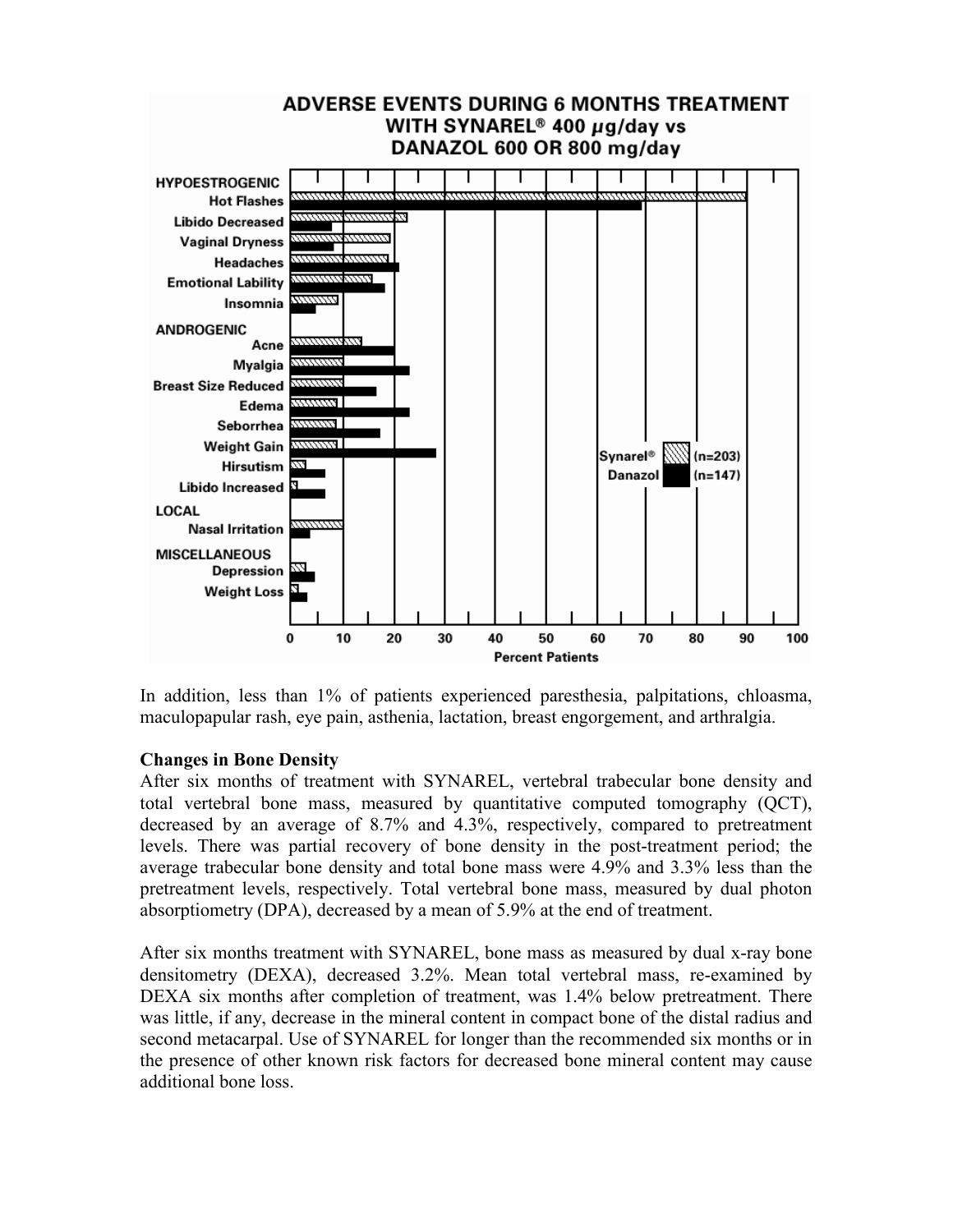**ADVERSE EVENTS DURING 6 MONTHS TREATMENT WITH SYNAREL® 400 μg/day vs DANAZOL 600 OR 800 mg/day**

HYPOESTROGENIC
- Hot Flashes
- Libido Decreased
- Vaginal Dryness
- Headaches
- Emotional Lability
- Insomnia

ANDROGENIC
- Acne
- Myalgia
- Breast Size Reduced
- Edema
- Seborrhea
- Weight Gain
- Hirsutism
- Libido Increased

LOCAL
- Nasal Irritation

MISCELLANEOUS
- Depression
- Weight Loss

Synarel® (n=203)
Danazol (n=147)

Percent Patients: 0, 10, 20, 30, 40, 50, 60, 70, 80, 90, 100

In addition, less than 1% of patients experienced paresthesia, palpitations, chloasma, maculopapular rash, eye pain, asthenia, lactation, breast engorgement, and arthralgia.

**Changes in Bone Density**

After six months of treatment with SYNAREL, vertebral trabecular bone density and total vertebral bone mass, measured by quantitative computed tomography (QCT), decreased by an average of 8.7% and 4.3%, respectively, compared to pretreatment levels. There was partial recovery of bone density in the post-treatment period; the average trabecular bone density and total bone mass were 4.9% and 3.3% less than the pretreatment levels, respectively. Total vertebral bone mass, measured by dual photon absorptiometry (DPA), decreased by a mean of 5.9% at the end of treatment.

After six months treatment with SYNAREL, bone mass as measured by dual x-ray bone densitometry (DEXA), decreased 3.2%. Mean total vertebral mass, re-examined by DEXA six months after completion of treatment, was 1.4% below pretreatment. There was little, if any, decrease in the mineral content in compact bone of the distal radius and second metacarpal. Use of SYNAREL for longer than the recommended six months or in the presence of other known risk factors for decreased bone mineral content may cause additional bone loss.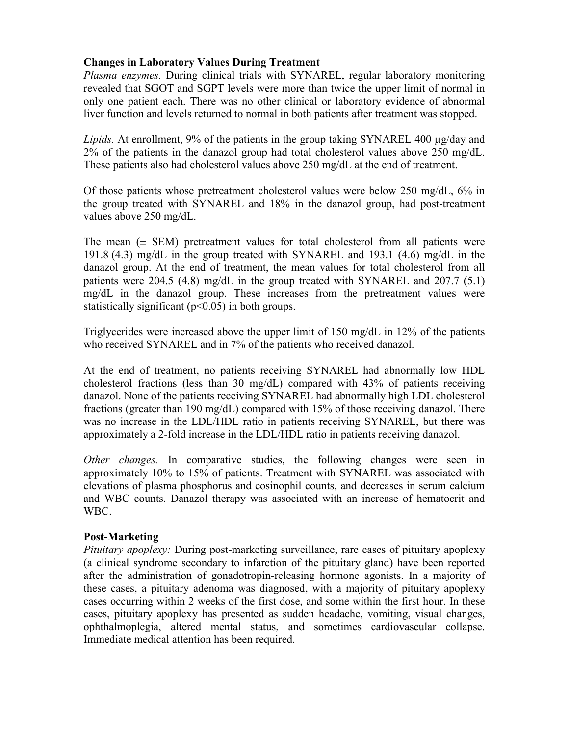**Changes in Laboratory Values During Treatment**

*Plasma enzymes.* During clinical trials with SYNAREL, regular laboratory monitoring revealed that SGOT and SGPT levels were more than twice the upper limit of normal in only one patient each. There was no other clinical or laboratory evidence of abnormal liver function and levels returned to normal in both patients after treatment was stopped.

*Lipids.* At enrollment, 9% of the patients in the group taking SYNAREL 400 µg/day and 2% of the patients in the danazol group had total cholesterol values above 250 mg/dL. These patients also had cholesterol values above 250 mg/dL at the end of treatment.

Of those patients whose pretreatment cholesterol values were below 250 mg/dL, 6% in the group treated with SYNAREL and 18% in the danazol group, had post-treatment values above 250 mg/dL.

The mean (± SEM) pretreatment values for total cholesterol from all patients were 191.8 (4.3) mg/dL in the group treated with SYNAREL and 193.1 (4.6) mg/dL in the danazol group. At the end of treatment, the mean values for total cholesterol from all patients were 204.5 (4.8) mg/dL in the group treated with SYNAREL and 207.7 (5.1) mg/dL in the danazol group. These increases from the pretreatment values were statistically significant ($p<0.05$) in both groups.

Triglycerides were increased above the upper limit of 150 mg/dL in 12% of the patients who received SYNAREL and in 7% of the patients who received danazol.

At the end of treatment, no patients receiving SYNAREL had abnormally low HDL cholesterol fractions (less than 30 mg/dL) compared with 43% of patients receiving danazol. None of the patients receiving SYNAREL had abnormally high LDL cholesterol fractions (greater than 190 mg/dL) compared with 15% of those receiving danazol. There was no increase in the LDL/HDL ratio in patients receiving SYNAREL, but there was approximately a 2-fold increase in the LDL/HDL ratio in patients receiving danazol.

*Other changes.* In comparative studies, the following changes were seen in approximately 10% to 15% of patients. Treatment with SYNAREL was associated with elevations of plasma phosphorus and eosinophil counts, and decreases in serum calcium and WBC counts. Danazol therapy was associated with an increase of hematocrit and WBC.

**Post-Marketing**

*Pituitary apoplexy:* During post-marketing surveillance, rare cases of pituitary apoplexy (a clinical syndrome secondary to infarction of the pituitary gland) have been reported after the administration of gonadotropin-releasing hormone agonists. In a majority of these cases, a pituitary adenoma was diagnosed, with a majority of pituitary apoplexy cases occurring within 2 weeks of the first dose, and some within the first hour. In these cases, pituitary apoplexy has presented as sudden headache, vomiting, visual changes, ophthalmoplegia, altered mental status, and sometimes cardiovascular collapse. Immediate medical attention has been required.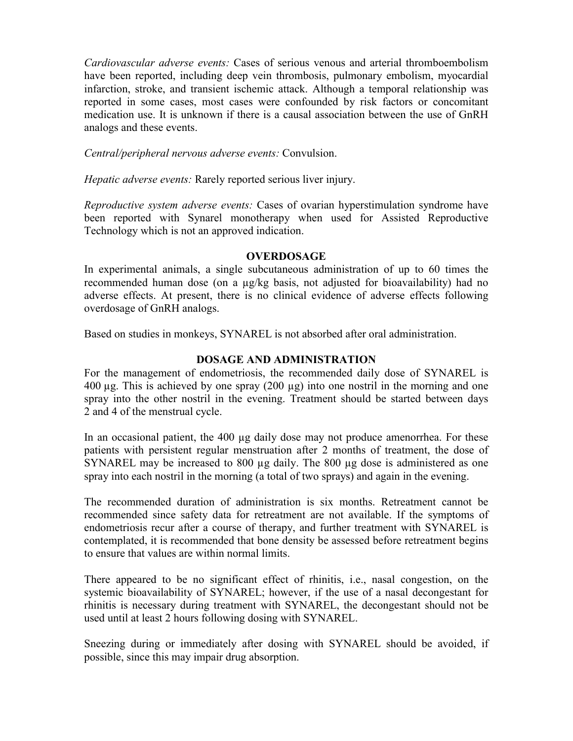*Cardiovascular adverse events:* Cases of serious venous and arterial thromboembolism have been reported, including deep vein thrombosis, pulmonary embolism, myocardial infarction, stroke, and transient ischemic attack. Although a temporal relationship was reported in some cases, most cases were confounded by risk factors or concomitant medication use. It is unknown if there is a causal association between the use of GnRH analogs and these events.

*Central/peripheral nervous adverse events:* Convulsion.

*Hepatic adverse events:* Rarely reported serious liver injury.

*Reproductive system adverse events:* Cases of ovarian hyperstimulation syndrome have been reported with Synarel monotherapy when used for Assisted Reproductive Technology which is not an approved indication.

## OVERDOSAGE

In experimental animals, a single subcutaneous administration of up to 60 times the recommended human dose (on a µg/kg basis, not adjusted for bioavailability) had no adverse effects. At present, there is no clinical evidence of adverse effects following overdosage of GnRH analogs.

Based on studies in monkeys, SYNAREL is not absorbed after oral administration.

## DOSAGE AND ADMINISTRATION

For the management of endometriosis, the recommended daily dose of SYNAREL is 400 µg. This is achieved by one spray (200 µg) into one nostril in the morning and one spray into the other nostril in the evening. Treatment should be started between days 2 and 4 of the menstrual cycle.

In an occasional patient, the 400 µg daily dose may not produce amenorrhea. For these patients with persistent regular menstruation after 2 months of treatment, the dose of SYNAREL may be increased to 800 µg daily. The 800 µg dose is administered as one spray into each nostril in the morning (a total of two sprays) and again in the evening.

The recommended duration of administration is six months. Retreatment cannot be recommended since safety data for retreatment are not available. If the symptoms of endometriosis recur after a course of therapy, and further treatment with SYNAREL is contemplated, it is recommended that bone density be assessed before retreatment begins to ensure that values are within normal limits.

There appeared to be no significant effect of rhinitis, i.e., nasal congestion, on the systemic bioavailability of SYNAREL; however, if the use of a nasal decongestant for rhinitis is necessary during treatment with SYNAREL, the decongestant should not be used until at least 2 hours following dosing with SYNAREL.

Sneezing during or immediately after dosing with SYNAREL should be avoided, if possible, since this may impair drug absorption.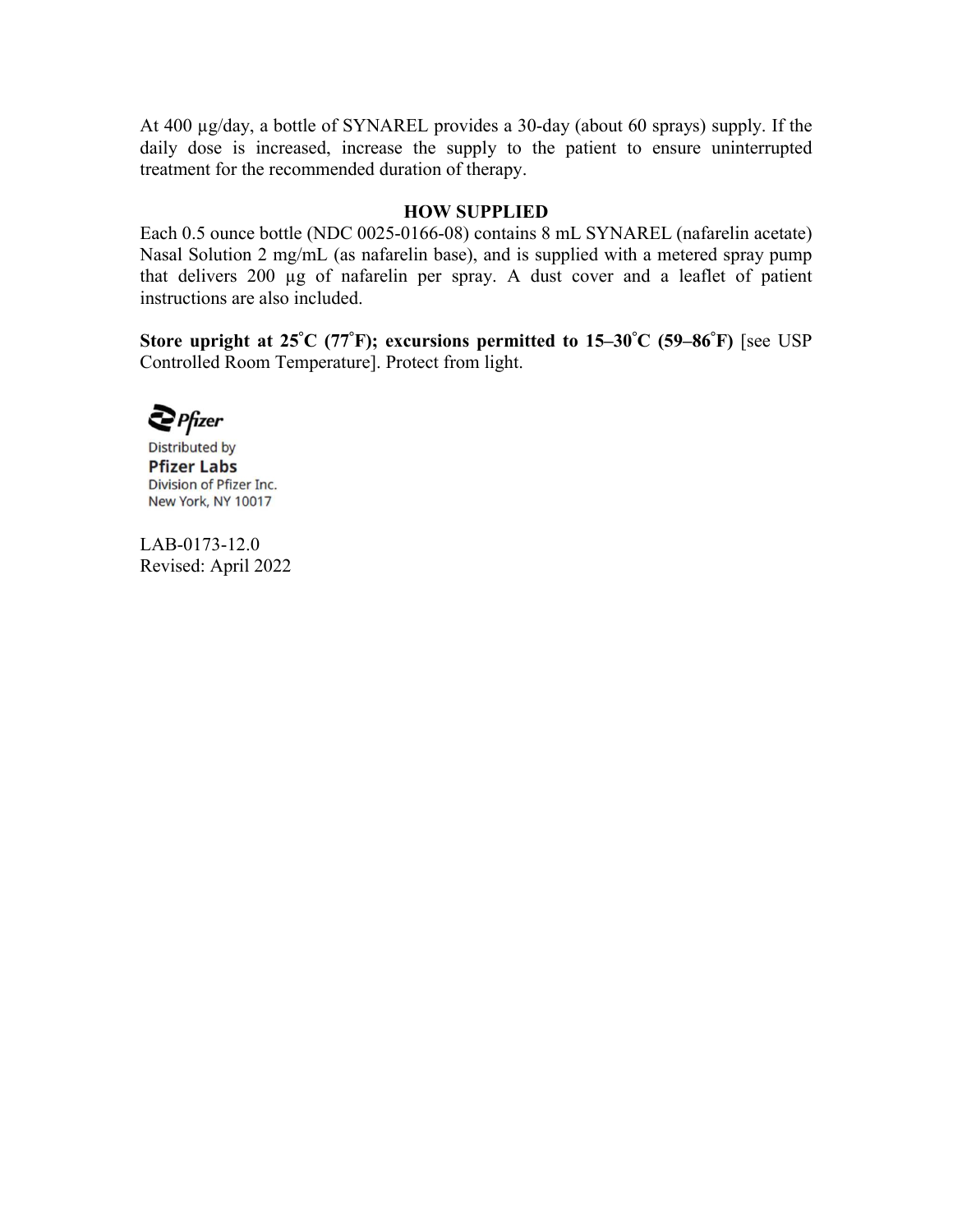At 400 µg/day, a bottle of SYNAREL provides a 30-day (about 60 sprays) supply. If the daily dose is increased, increase the supply to the patient to ensure uninterrupted treatment for the recommended duration of therapy.

## HOW SUPPLIED

Each 0.5 ounce bottle (NDC 0025-0166-08) contains 8 mL SYNAREL (nafarelin acetate) Nasal Solution 2 mg/mL (as nafarelin base), and is supplied with a metered spray pump that delivers 200 µg of nafarelin per spray. A dust cover and a leaflet of patient instructions are also included.

**Store upright at 25°C (77°F); excursions permitted to 15–30°C (59–86°F)** [see USP Controlled Room Temperature]. Protect from light.

Pfizer

Distributed by
**Pfizer Labs**
Division of Pfizer Inc.
New York, NY 10017

LAB-0173-12.0
Revised: April 2022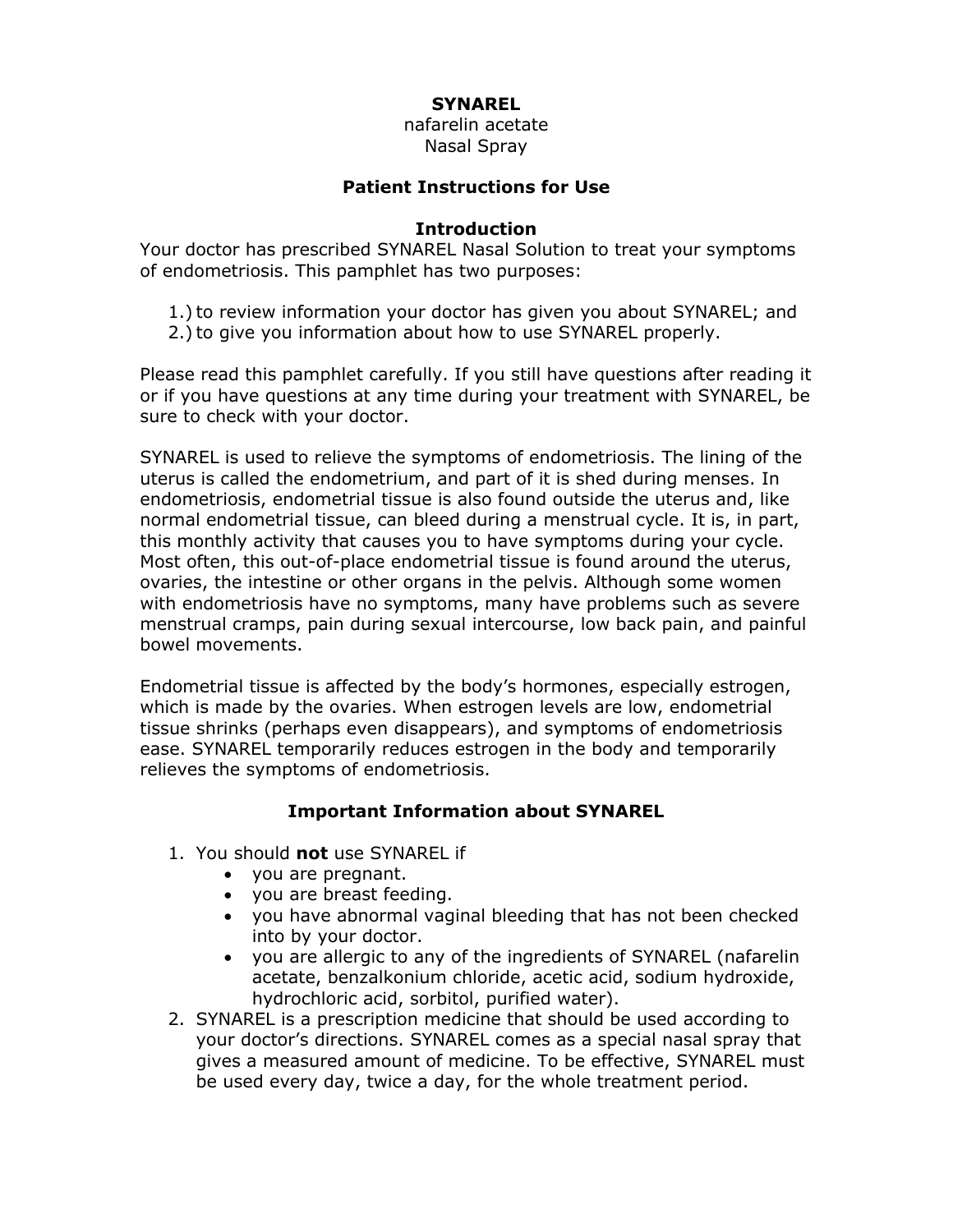# SYNAREL

nafarelin acetate
Nasal Spray

## Patient Instructions for Use

### Introduction

Your doctor has prescribed SYNAREL Nasal Solution to treat your symptoms of endometriosis. This pamphlet has two purposes:

1.) to review information your doctor has given you about SYNAREL; and
2.) to give you information about how to use SYNAREL properly.

Please read this pamphlet carefully. If you still have questions after reading it or if you have questions at any time during your treatment with SYNAREL, be sure to check with your doctor.

SYNAREL is used to relieve the symptoms of endometriosis. The lining of the uterus is called the endometrium, and part of it is shed during menses. In endometriosis, endometrial tissue is also found outside the uterus and, like normal endometrial tissue, can bleed during a menstrual cycle. It is, in part, this monthly activity that causes you to have symptoms during your cycle. Most often, this out-of-place endometrial tissue is found around the uterus, ovaries, the intestine or other organs in the pelvis. Although some women with endometriosis have no symptoms, many have problems such as severe menstrual cramps, pain during sexual intercourse, low back pain, and painful bowel movements.

Endometrial tissue is affected by the body's hormones, especially estrogen, which is made by the ovaries. When estrogen levels are low, endometrial tissue shrinks (perhaps even disappears), and symptoms of endometriosis ease. SYNAREL temporarily reduces estrogen in the body and temporarily relieves the symptoms of endometriosis.

### Important Information about SYNAREL

1. You should **not** use SYNAREL if
   - you are pregnant.
   - you are breast feeding.
   - you have abnormal vaginal bleeding that has not been checked into by your doctor.
   - you are allergic to any of the ingredients of SYNAREL (nafarelin acetate, benzalkonium chloride, acetic acid, sodium hydroxide, hydrochloric acid, sorbitol, purified water).
2. SYNAREL is a prescription medicine that should be used according to your doctor's directions. SYNAREL comes as a special nasal spray that gives a measured amount of medicine. To be effective, SYNAREL must be used every day, twice a day, for the whole treatment period.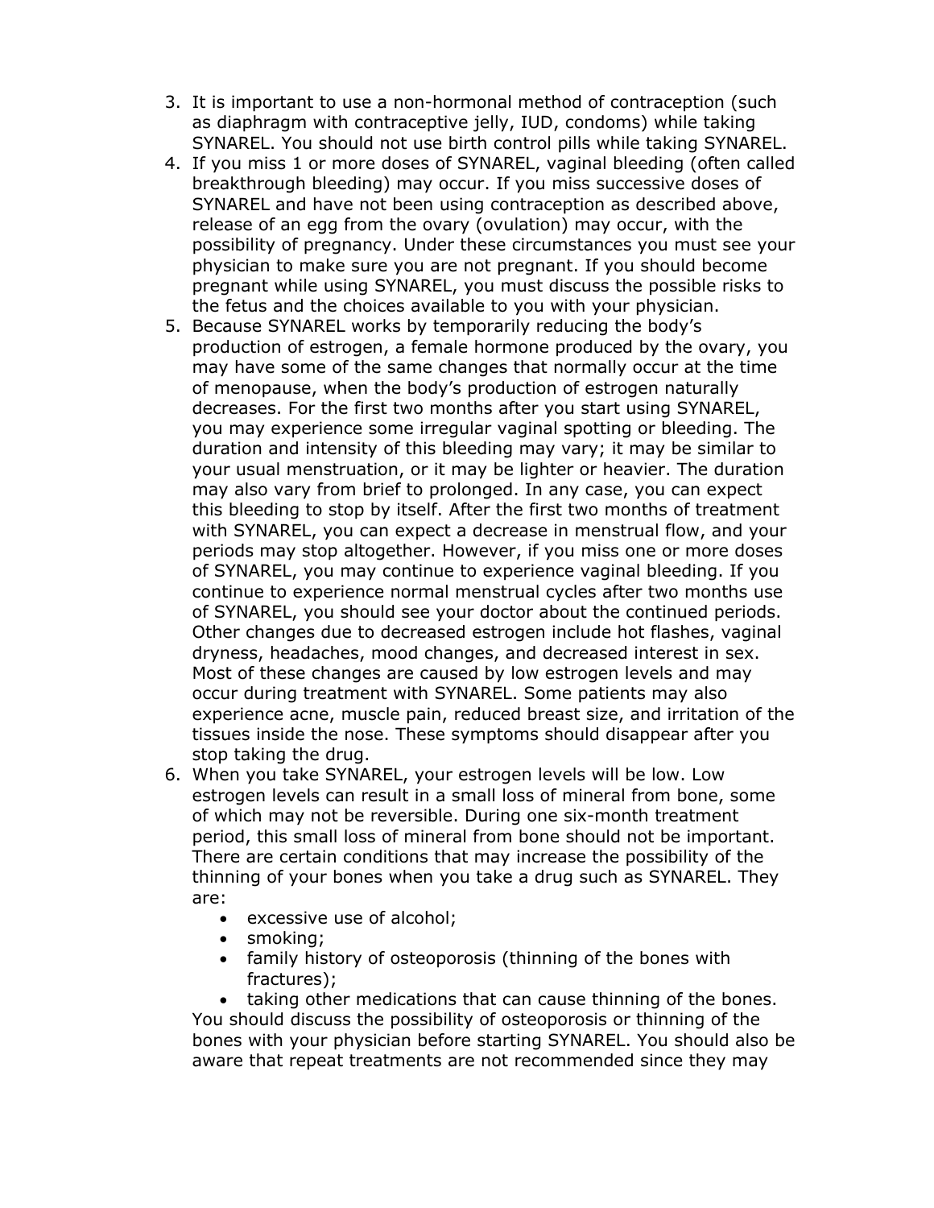3. It is important to use a non-hormonal method of contraception (such as diaphragm with contraceptive jelly, IUD, condoms) while taking SYNAREL. You should not use birth control pills while taking SYNAREL.
4. If you miss 1 or more doses of SYNAREL, vaginal bleeding (often called breakthrough bleeding) may occur. If you miss successive doses of SYNAREL and have not been using contraception as described above, release of an egg from the ovary (ovulation) may occur, with the possibility of pregnancy. Under these circumstances you must see your physician to make sure you are not pregnant. If you should become pregnant while using SYNAREL, you must discuss the possible risks to the fetus and the choices available to you with your physician.
5. Because SYNAREL works by temporarily reducing the body's production of estrogen, a female hormone produced by the ovary, you may have some of the same changes that normally occur at the time of menopause, when the body's production of estrogen naturally decreases. For the first two months after you start using SYNAREL, you may experience some irregular vaginal spotting or bleeding. The duration and intensity of this bleeding may vary; it may be similar to your usual menstruation, or it may be lighter or heavier. The duration may also vary from brief to prolonged. In any case, you can expect this bleeding to stop by itself. After the first two months of treatment with SYNAREL, you can expect a decrease in menstrual flow, and your periods may stop altogether. However, if you miss one or more doses of SYNAREL, you may continue to experience vaginal bleeding. If you continue to experience normal menstrual cycles after two months use of SYNAREL, you should see your doctor about the continued periods. Other changes due to decreased estrogen include hot flashes, vaginal dryness, headaches, mood changes, and decreased interest in sex. Most of these changes are caused by low estrogen levels and may occur during treatment with SYNAREL. Some patients may also experience acne, muscle pain, reduced breast size, and irritation of the tissues inside the nose. These symptoms should disappear after you stop taking the drug.
6. When you take SYNAREL, your estrogen levels will be low. Low estrogen levels can result in a small loss of mineral from bone, some of which may not be reversible. During one six-month treatment period, this small loss of mineral from bone should not be important. There are certain conditions that may increase the possibility of the thinning of your bones when you take a drug such as SYNAREL. They are:
   - excessive use of alcohol;
   - smoking;
   - family history of osteoporosis (thinning of the bones with fractures);
   - taking other medications that can cause thinning of the bones.

   You should discuss the possibility of osteoporosis or thinning of the bones with your physician before starting SYNAREL. You should also be aware that repeat treatments are not recommended since they may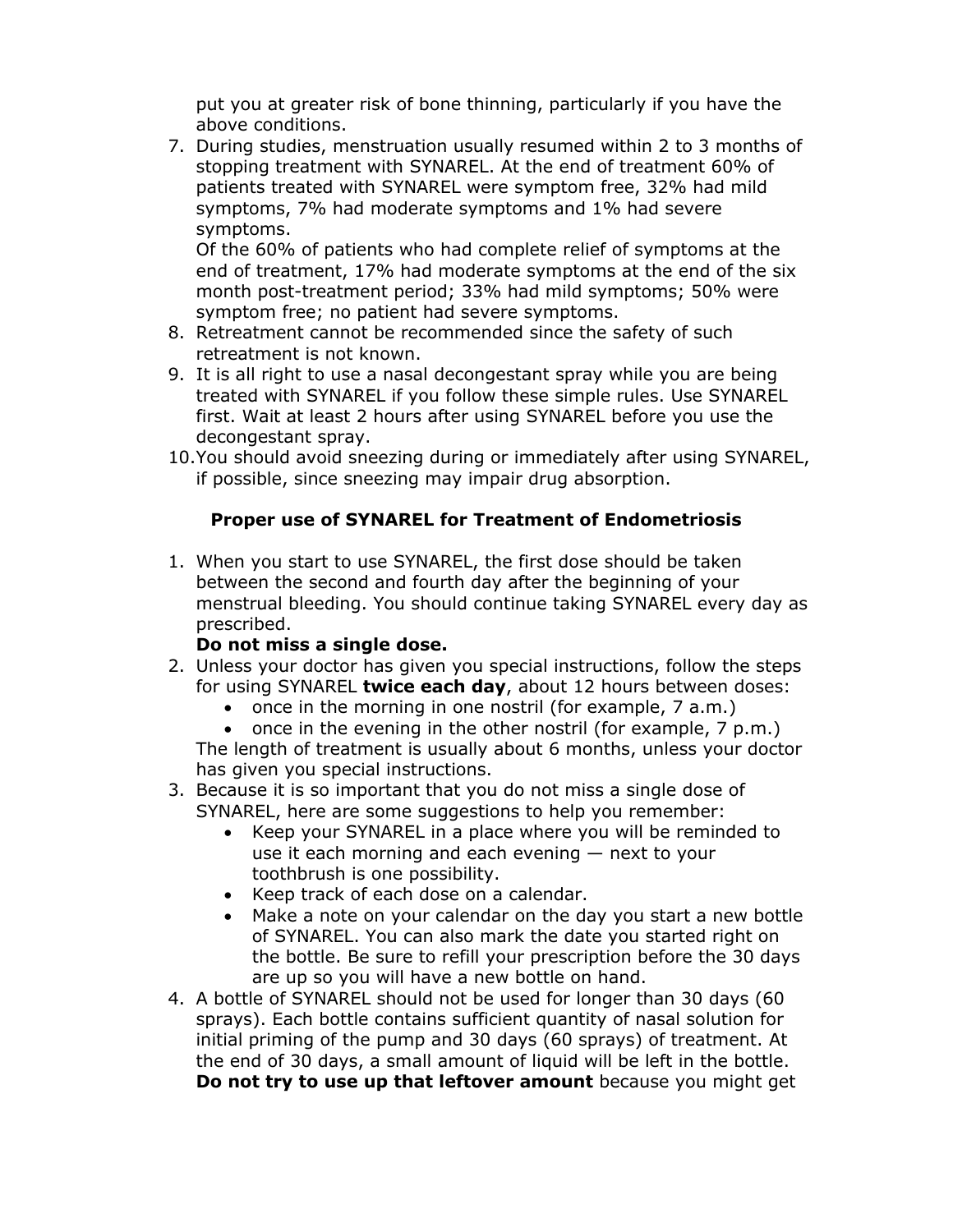put you at greater risk of bone thinning, particularly if you have the above conditions.

7. During studies, menstruation usually resumed within 2 to 3 months of stopping treatment with SYNAREL. At the end of treatment 60% of patients treated with SYNAREL were symptom free, 32% had mild symptoms, 7% had moderate symptoms and 1% had severe symptoms.
   Of the 60% of patients who had complete relief of symptoms at the end of treatment, 17% had moderate symptoms at the end of the six month post-treatment period; 33% had mild symptoms; 50% were symptom free; no patient had severe symptoms.
8. Retreatment cannot be recommended since the safety of such retreatment is not known.
9. It is all right to use a nasal decongestant spray while you are being treated with SYNAREL if you follow these simple rules. Use SYNAREL first. Wait at least 2 hours after using SYNAREL before you use the decongestant spray.
10. You should avoid sneezing during or immediately after using SYNAREL, if possible, since sneezing may impair drug absorption.

### Proper use of SYNAREL for Treatment of Endometriosis

1. When you start to use SYNAREL, the first dose should be taken between the second and fourth day after the beginning of your menstrual bleeding. You should continue taking SYNAREL every day as prescribed.
   **Do not miss a single dose.**
2. Unless your doctor has given you special instructions, follow the steps for using SYNAREL **twice each day**, about 12 hours between doses:
   - once in the morning in one nostril (for example, 7 a.m.)
   - once in the evening in the other nostril (for example, 7 p.m.)

   The length of treatment is usually about 6 months, unless your doctor has given you special instructions.
3. Because it is so important that you do not miss a single dose of SYNAREL, here are some suggestions to help you remember:
   - Keep your SYNAREL in a place where you will be reminded to use it each morning and each evening — next to your toothbrush is one possibility.
   - Keep track of each dose on a calendar.
   - Make a note on your calendar on the day you start a new bottle of SYNAREL. You can also mark the date you started right on the bottle. Be sure to refill your prescription before the 30 days are up so you will have a new bottle on hand.
4. A bottle of SYNAREL should not be used for longer than 30 days (60 sprays). Each bottle contains sufficient quantity of nasal solution for initial priming of the pump and 30 days (60 sprays) of treatment. At the end of 30 days, a small amount of liquid will be left in the bottle. **Do not try to use up that leftover amount** because you might get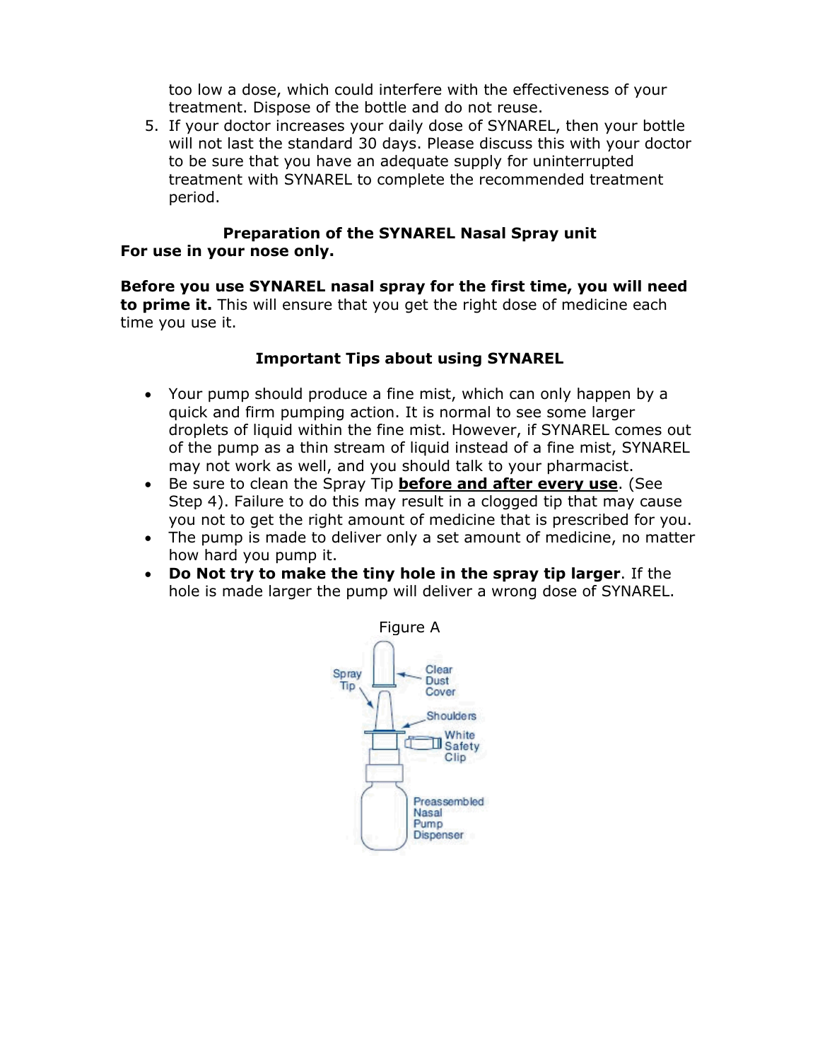too low a dose, which could interfere with the effectiveness of your treatment. Dispose of the bottle and do not reuse.

5. If your doctor increases your daily dose of SYNAREL, then your bottle will not last the standard 30 days. Please discuss this with your doctor to be sure that you have an adequate supply for uninterrupted treatment with SYNAREL to complete the recommended treatment period.

**Preparation of the SYNAREL Nasal Spray unit**

**For use in your nose only.**

**Before you use SYNAREL nasal spray for the first time, you will need to prime it.** This will ensure that you get the right dose of medicine each time you use it.

**Important Tips about using SYNAREL**

- Your pump should produce a fine mist, which can only happen by a quick and firm pumping action. It is normal to see some larger droplets of liquid within the fine mist. However, if SYNAREL comes out of the pump as a thin stream of liquid instead of a fine mist, SYNAREL may not work as well, and you should talk to your pharmacist.
- Be sure to clean the Spray Tip **before and after every use**. (See Step 4). Failure to do this may result in a clogged tip that may cause you not to get the right amount of medicine that is prescribed for you.
- The pump is made to deliver only a set amount of medicine, no matter how hard you pump it.
- **Do Not try to make the tiny hole in the spray tip larger**. If the hole is made larger the pump will deliver a wrong dose of SYNAREL.

Figure A

Spray Tip

Clear Dust Cover

Shoulders

White Safety Clip

Preassembled Nasal Pump Dispenser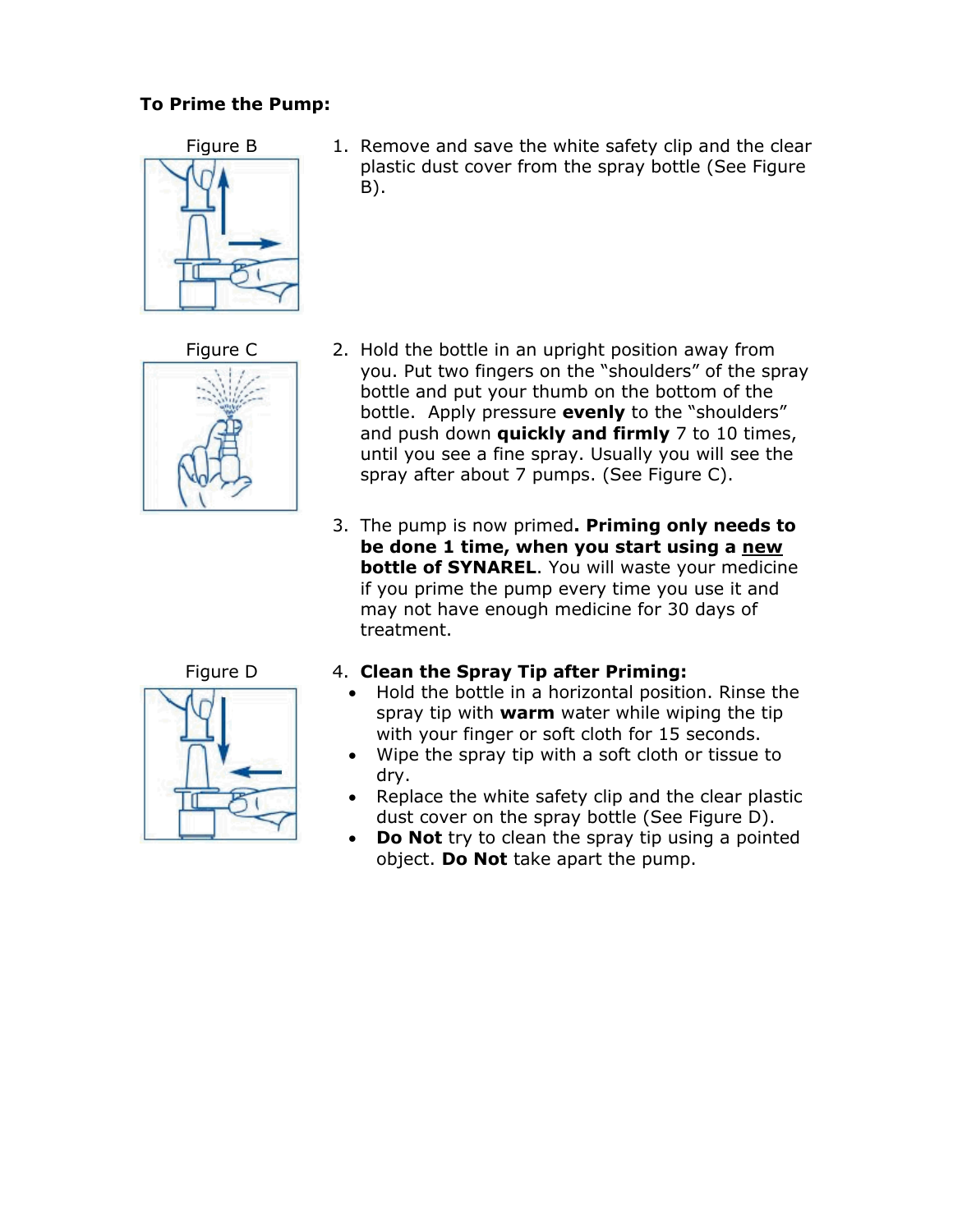**To Prime the Pump:**

Figure B

1. Remove and save the white safety clip and the clear plastic dust cover from the spray bottle (See Figure B).

Figure C

2. Hold the bottle in an upright position away from you. Put two fingers on the "shoulders" of the spray bottle and put your thumb on the bottom of the bottle. Apply pressure **evenly** to the "shoulders" and push down **quickly and firmly** 7 to 10 times, until you see a fine spray. Usually you will see the spray after about 7 pumps. (See Figure C).

3. The pump is now primed**. Priming only needs to be done 1 time, when you start using a <u>new</u> bottle of SYNAREL**. You will waste your medicine if you prime the pump every time you use it and may not have enough medicine for 30 days of treatment.

Figure D

4. **Clean the Spray Tip after Priming:**
   - Hold the bottle in a horizontal position. Rinse the spray tip with **warm** water while wiping the tip with your finger or soft cloth for 15 seconds.
   - Wipe the spray tip with a soft cloth or tissue to dry.
   - Replace the white safety clip and the clear plastic dust cover on the spray bottle (See Figure D).
   - **Do Not** try to clean the spray tip using a pointed object. **Do Not** take apart the pump.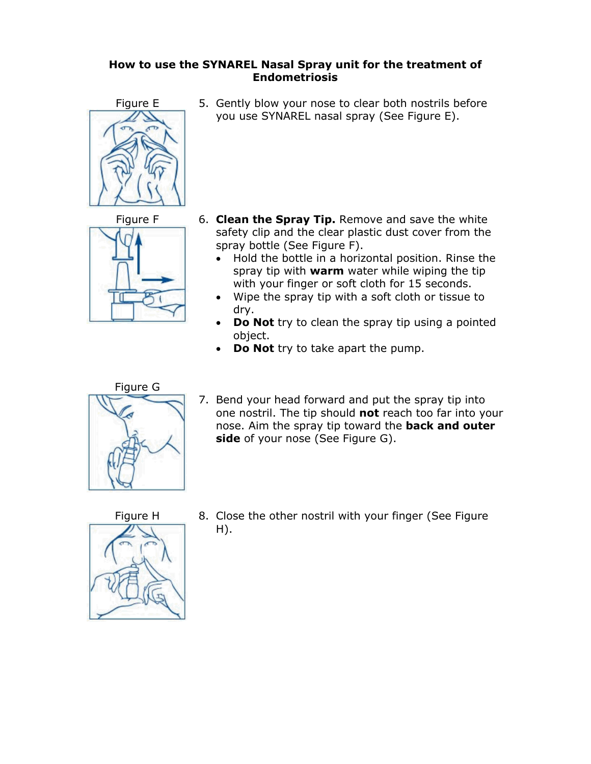## How to use the SYNAREL Nasal Spray unit for the treatment of Endometriosis

Figure E

5. Gently blow your nose to clear both nostrils before you use SYNAREL nasal spray (See Figure E).

Figure F

6. **Clean the Spray Tip.** Remove and save the white safety clip and the clear plastic dust cover from the spray bottle (See Figure F).
   - Hold the bottle in a horizontal position. Rinse the spray tip with **warm** water while wiping the tip with your finger or soft cloth for 15 seconds.
   - Wipe the spray tip with a soft cloth or tissue to dry.
   - **Do Not** try to clean the spray tip using a pointed object.
   - **Do Not** try to take apart the pump.

Figure G

7. Bend your head forward and put the spray tip into one nostril. The tip should **not** reach too far into your nose. Aim the spray tip toward the **back and outer side** of your nose (See Figure G).

Figure H

8. Close the other nostril with your finger (See Figure H).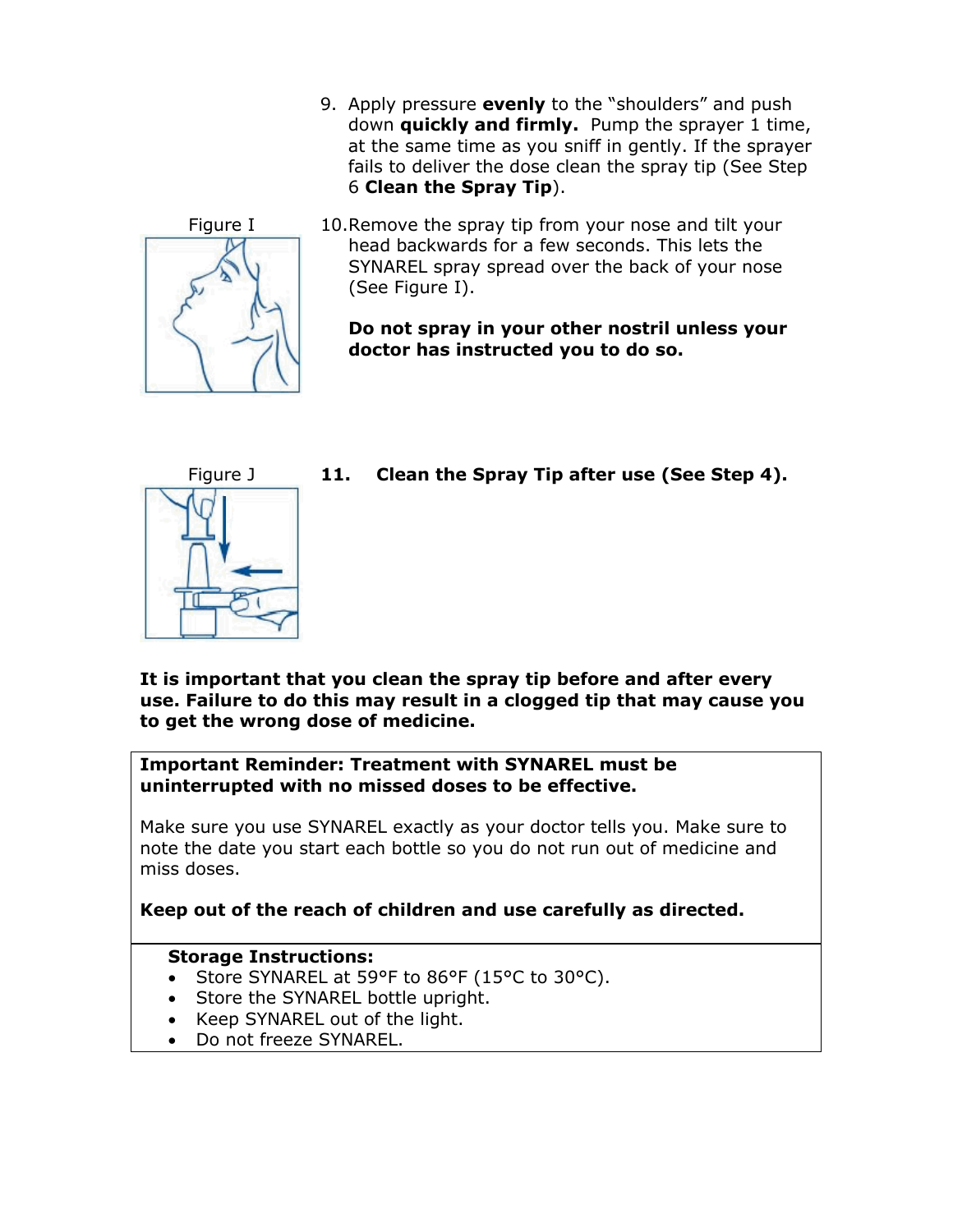9. Apply pressure **evenly** to the "shoulders" and push down **quickly and firmly.** Pump the sprayer 1 time, at the same time as you sniff in gently. If the sprayer fails to deliver the dose clean the spray tip (See Step 6 **Clean the Spray Tip**).

Figure I

10. Remove the spray tip from your nose and tilt your head backwards for a few seconds. This lets the SYNAREL spray spread over the back of your nose (See Figure I).

    **Do not spray in your other nostril unless your doctor has instructed you to do so.**

Figure J

11. **Clean the Spray Tip after use (See Step 4).**

**It is important that you clean the spray tip before and after every use. Failure to do this may result in a clogged tip that may cause you to get the wrong dose of medicine.**

**Important Reminder: Treatment with SYNAREL must be uninterrupted with no missed doses to be effective.**

Make sure you use SYNAREL exactly as your doctor tells you. Make sure to note the date you start each bottle so you do not run out of medicine and miss doses.

**Keep out of the reach of children and use carefully as directed.**

**Storage Instructions:**

- Store SYNAREL at 59°F to 86°F (15°C to 30°C).
- Store the SYNAREL bottle upright.
- Keep SYNAREL out of the light.
- Do not freeze SYNAREL.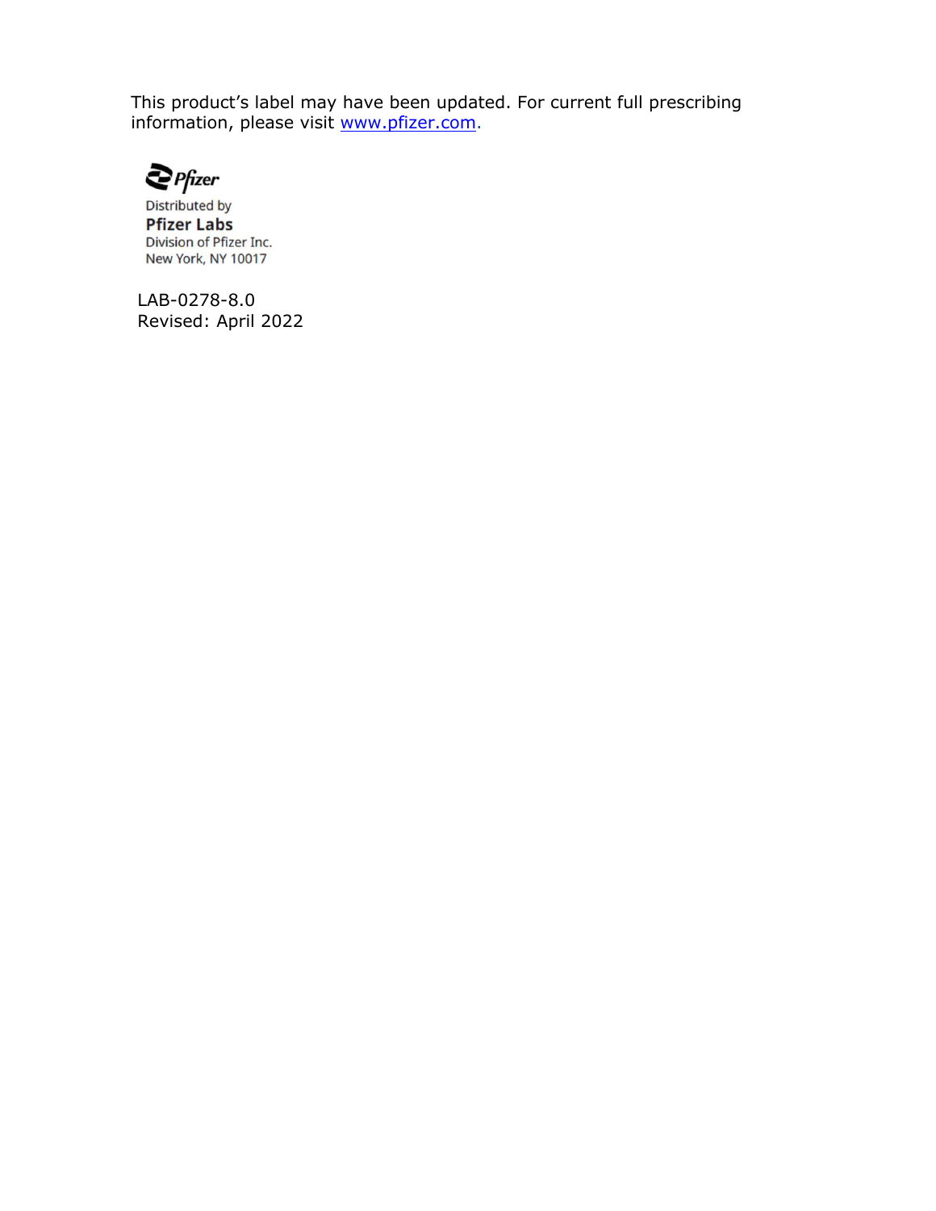This product's label may have been updated. For current full prescribing information, please visit [www.pfizer.com](http://www.pfizer.com).

Pfizer

Distributed by
**Pfizer Labs**
Division of Pfizer Inc.
New York, NY 10017

LAB-0278-8.0
Revised: April 2022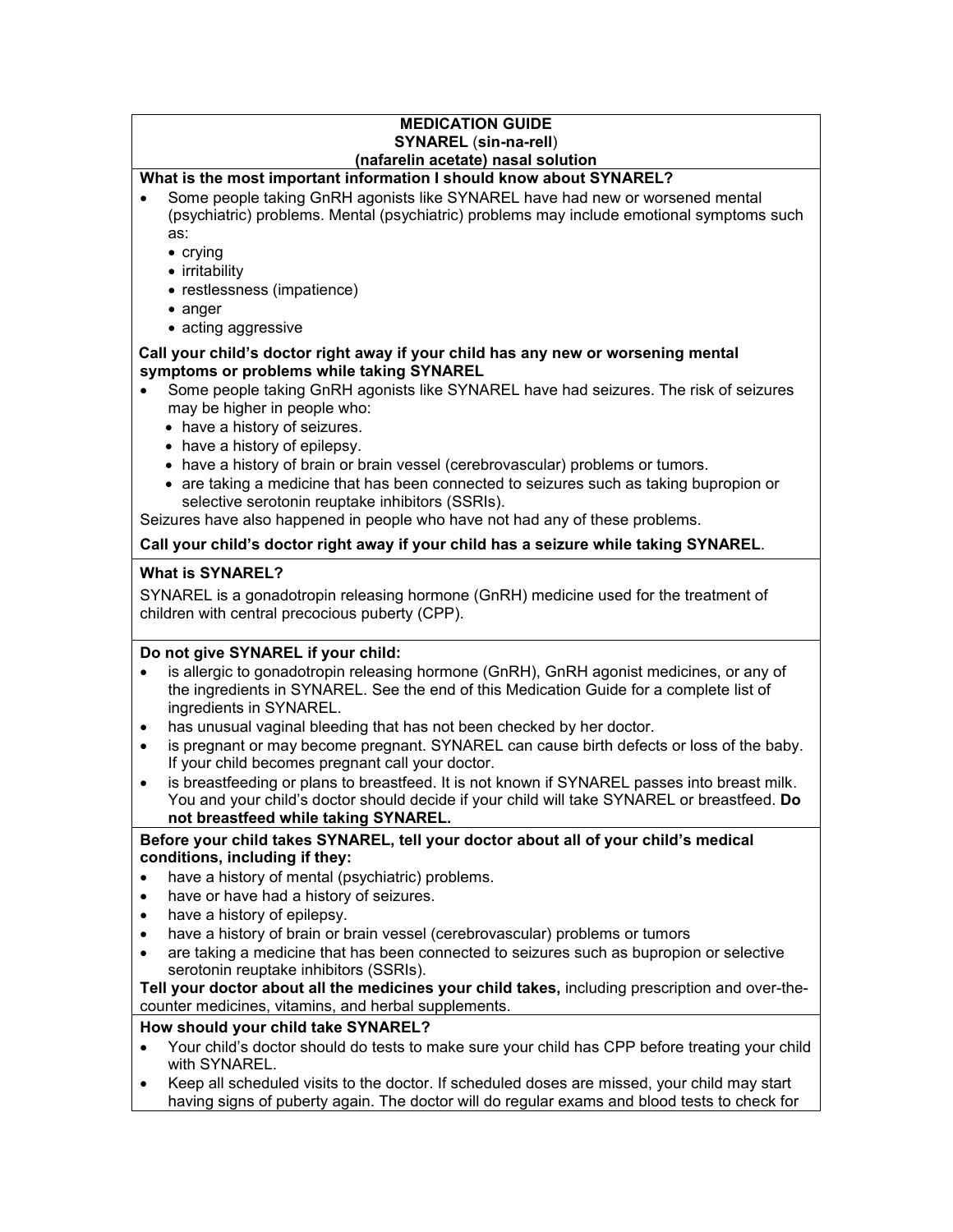**MEDICATION GUIDE**
**SYNAREL (sin-na-rell)**
**(nafarelin acetate) nasal solution**

**What is the most important information I should know about SYNAREL?**

- Some people taking GnRH agonists like SYNAREL have had new or worsened mental (psychiatric) problems. Mental (psychiatric) problems may include emotional symptoms such as:
  - crying
  - irritability
  - restlessness (impatience)
  - anger
  - acting aggressive

**Call your child's doctor right away if your child has any new or worsening mental symptoms or problems while taking SYNAREL**

- Some people taking GnRH agonists like SYNAREL have had seizures. The risk of seizures may be higher in people who:
  - have a history of seizures.
  - have a history of epilepsy.
  - have a history of brain or brain vessel (cerebrovascular) problems or tumors.
  - are taking a medicine that has been connected to seizures such as taking bupropion or selective serotonin reuptake inhibitors (SSRIs).

Seizures have also happened in people who have not had any of these problems.

**Call your child's doctor right away if your child has a seizure while taking SYNAREL**.

**What is SYNAREL?**

SYNAREL is a gonadotropin releasing hormone (GnRH) medicine used for the treatment of children with central precocious puberty (CPP).

**Do not give SYNAREL if your child:**

- is allergic to gonadotropin releasing hormone (GnRH), GnRH agonist medicines, or any of the ingredients in SYNAREL. See the end of this Medication Guide for a complete list of ingredients in SYNAREL.
- has unusual vaginal bleeding that has not been checked by her doctor.
- is pregnant or may become pregnant. SYNAREL can cause birth defects or loss of the baby. If your child becomes pregnant call your doctor.
- is breastfeeding or plans to breastfeed. It is not known if SYNAREL passes into breast milk. You and your child's doctor should decide if your child will take SYNAREL or breastfeed. **Do not breastfeed while taking SYNAREL.**

**Before your child takes SYNAREL, tell your doctor about all of your child's medical conditions, including if they:**

- have a history of mental (psychiatric) problems.
- have or have had a history of seizures.
- have a history of epilepsy.
- have a history of brain or brain vessel (cerebrovascular) problems or tumors
- are taking a medicine that has been connected to seizures such as bupropion or selective serotonin reuptake inhibitors (SSRIs).

**Tell your doctor about all the medicines your child takes,** including prescription and over-the-counter medicines, vitamins, and herbal supplements.

**How should your child take SYNAREL?**

- Your child's doctor should do tests to make sure your child has CPP before treating your child with SYNAREL.
- Keep all scheduled visits to the doctor. If scheduled doses are missed, your child may start having signs of puberty again. The doctor will do regular exams and blood tests to check for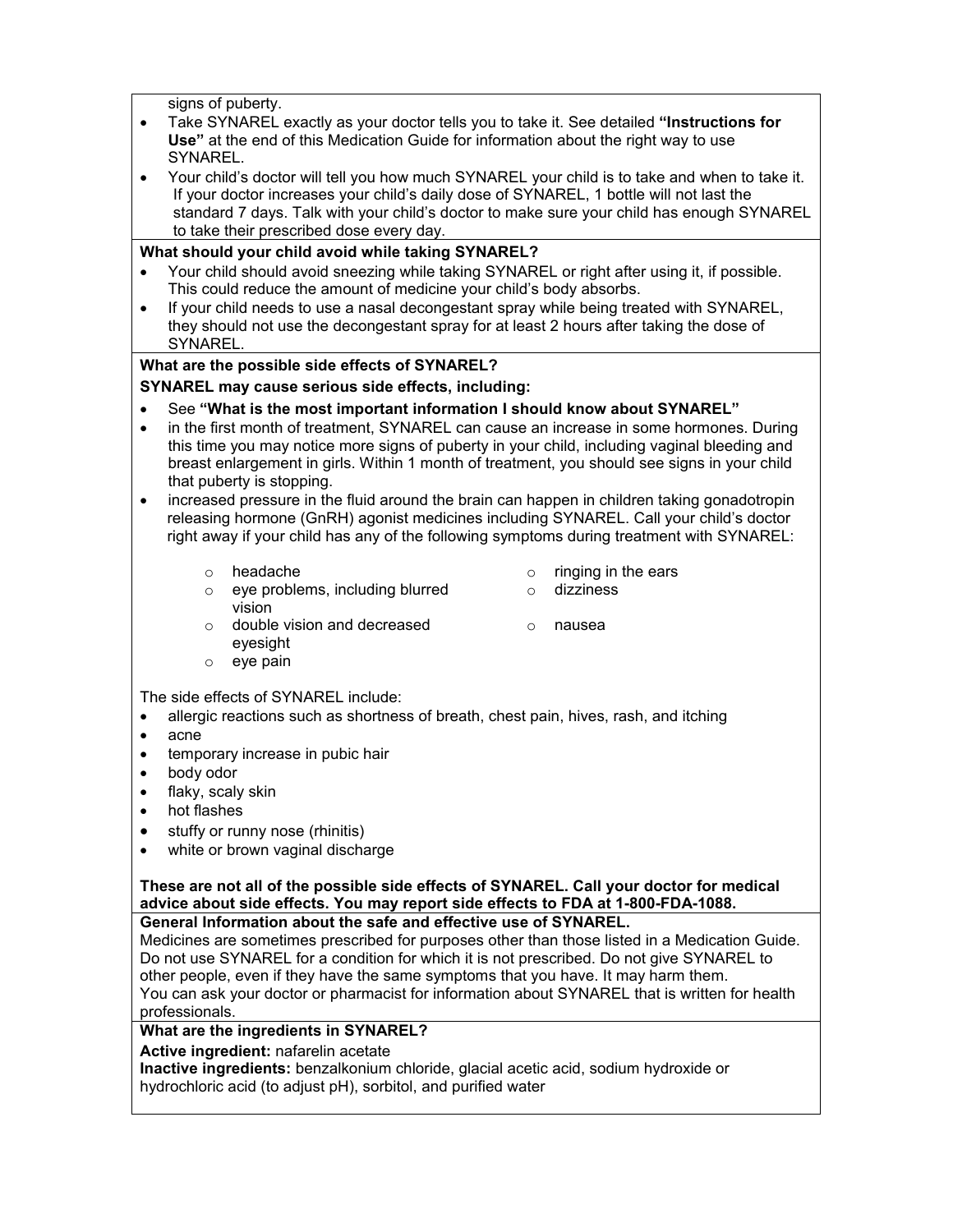signs of puberty.

- Take SYNAREL exactly as your doctor tells you to take it. See detailed **"Instructions for Use"** at the end of this Medication Guide for information about the right way to use SYNAREL.
- Your child's doctor will tell you how much SYNAREL your child is to take and when to take it. If your doctor increases your child's daily dose of SYNAREL, 1 bottle will not last the standard 7 days. Talk with your child's doctor to make sure your child has enough SYNAREL to take their prescribed dose every day.

**What should your child avoid while taking SYNAREL?**

- Your child should avoid sneezing while taking SYNAREL or right after using it, if possible. This could reduce the amount of medicine your child's body absorbs.
- If your child needs to use a nasal decongestant spray while being treated with SYNAREL, they should not use the decongestant spray for at least 2 hours after taking the dose of SYNAREL.

**What are the possible side effects of SYNAREL?**

**SYNAREL may cause serious side effects, including:**

- See **"What is the most important information I should know about SYNAREL"**
- in the first month of treatment, SYNAREL can cause an increase in some hormones. During this time you may notice more signs of puberty in your child, including vaginal bleeding and breast enlargement in girls. Within 1 month of treatment, you should see signs in your child that puberty is stopping.
- increased pressure in the fluid around the brain can happen in children taking gonadotropin releasing hormone (GnRH) agonist medicines including SYNAREL. Call your child's doctor right away if your child has any of the following symptoms during treatment with SYNAREL:
  - headache
  - eye problems, including blurred vision
  - double vision and decreased eyesight
  - eye pain
  - ringing in the ears
  - dizziness
  - nausea

The side effects of SYNAREL include:

- allergic reactions such as shortness of breath, chest pain, hives, rash, and itching
- acne
- temporary increase in pubic hair
- body odor
- flaky, scaly skin
- hot flashes
- stuffy or runny nose (rhinitis)
- white or brown vaginal discharge

**These are not all of the possible side effects of SYNAREL. Call your doctor for medical advice about side effects. You may report side effects to FDA at 1-800-FDA-1088.**

**General Information about the safe and effective use of SYNAREL.**

Medicines are sometimes prescribed for purposes other than those listed in a Medication Guide. Do not use SYNAREL for a condition for which it is not prescribed. Do not give SYNAREL to other people, even if they have the same symptoms that you have. It may harm them.
You can ask your doctor or pharmacist for information about SYNAREL that is written for health professionals.

**What are the ingredients in SYNAREL?**

**Active ingredient:** nafarelin acetate

**Inactive ingredients:** benzalkonium chloride, glacial acetic acid, sodium hydroxide or hydrochloric acid (to adjust pH), sorbitol, and purified water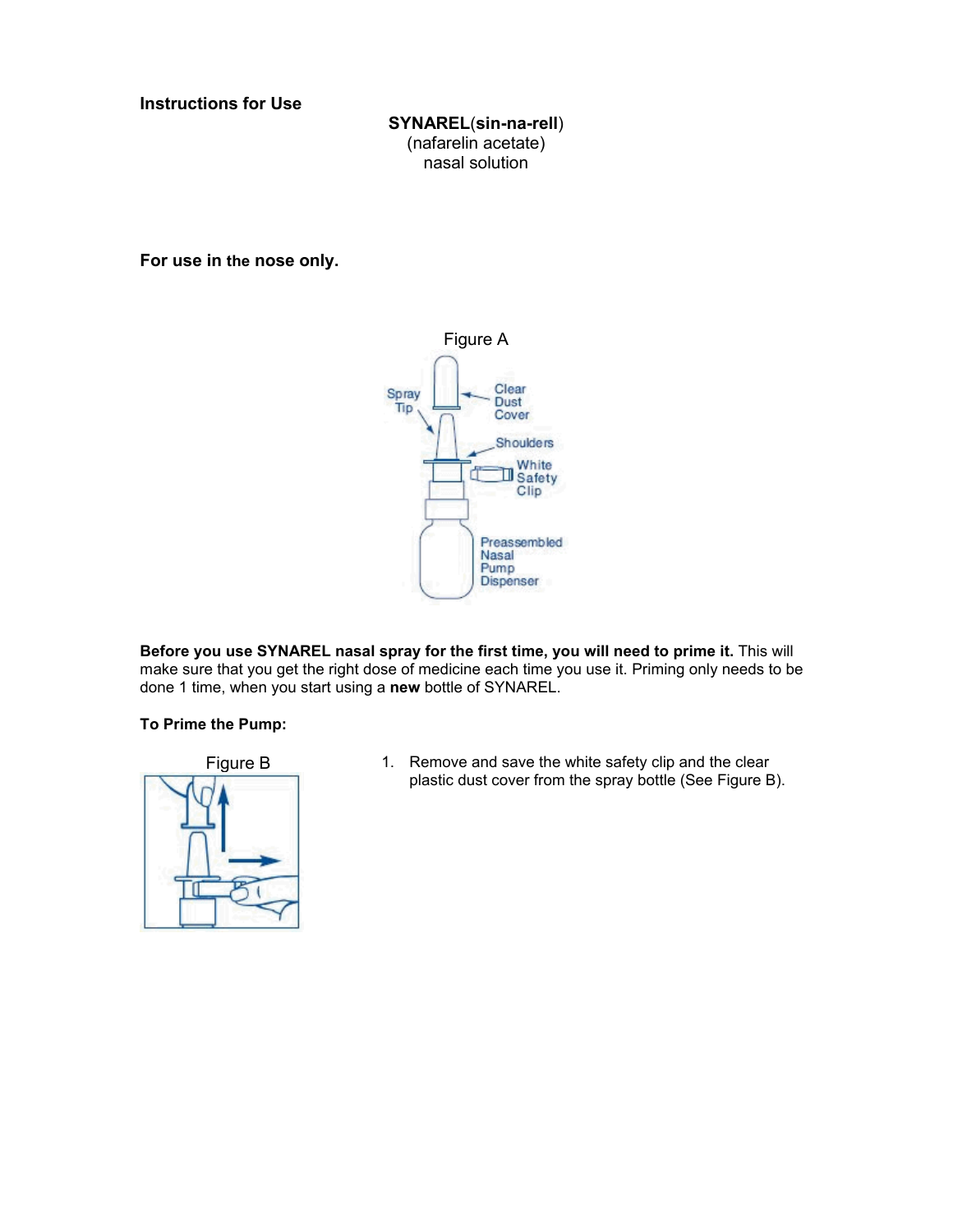**Instructions for Use**

**SYNAREL(sin-na-rell)**
(nafarelin acetate)
nasal solution

**For use in the nose only.**

Figure A

Spray Tip
Clear Dust Cover
Shoulders
White Safety Clip
Preassembled Nasal Pump Dispenser

**Before you use SYNAREL nasal spray for the first time, you will need to prime it.** This will make sure that you get the right dose of medicine each time you use it. Priming only needs to be done 1 time, when you start using a **new** bottle of SYNAREL.

**To Prime the Pump:**

Figure B

1. Remove and save the white safety clip and the clear plastic dust cover from the spray bottle (See Figure B).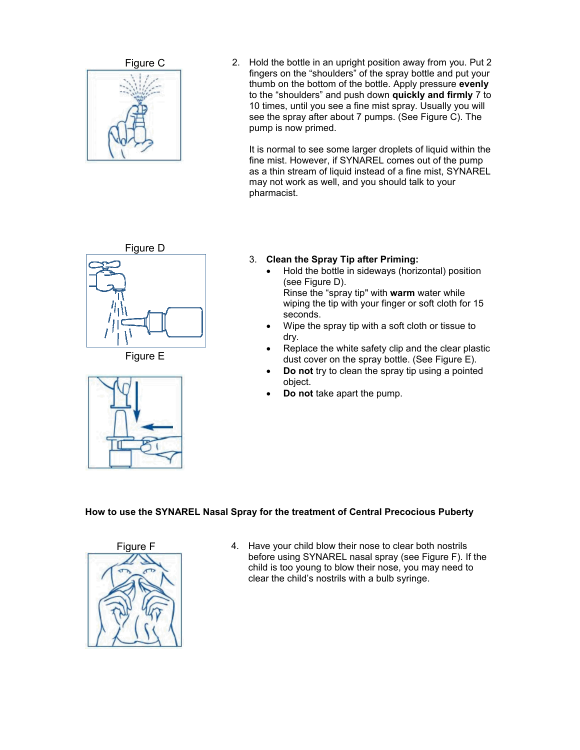Figure C

2. Hold the bottle in an upright position away from you. Put 2 fingers on the "shoulders" of the spray bottle and put your thumb on the bottom of the bottle. Apply pressure **evenly** to the "shoulders" and push down **quickly and firmly** 7 to 10 times, until you see a fine mist spray. Usually you will see the spray after about 7 pumps. (See Figure C). The pump is now primed.

   It is normal to see some larger droplets of liquid within the fine mist. However, if SYNAREL comes out of the pump as a thin stream of liquid instead of a fine mist, SYNAREL may not work as well, and you should talk to your pharmacist.

Figure D

Figure E

3. **Clean the Spray Tip after Priming:**
   - Hold the bottle in sideways (horizontal) position (see Figure D).
     Rinse the "spray tip" with **warm** water while wiping the tip with your finger or soft cloth for 15 seconds.
   - Wipe the spray tip with a soft cloth or tissue to dry.
   - Replace the white safety clip and the clear plastic dust cover on the spray bottle. (See Figure E).
   - **Do not** try to clean the spray tip using a pointed object.
   - **Do not** take apart the pump.

**How to use the SYNAREL Nasal Spray for the treatment of Central Precocious Puberty**

Figure F

4. Have your child blow their nose to clear both nostrils before using SYNAREL nasal spray (see Figure F). If the child is too young to blow their nose, you may need to clear the child's nostrils with a bulb syringe.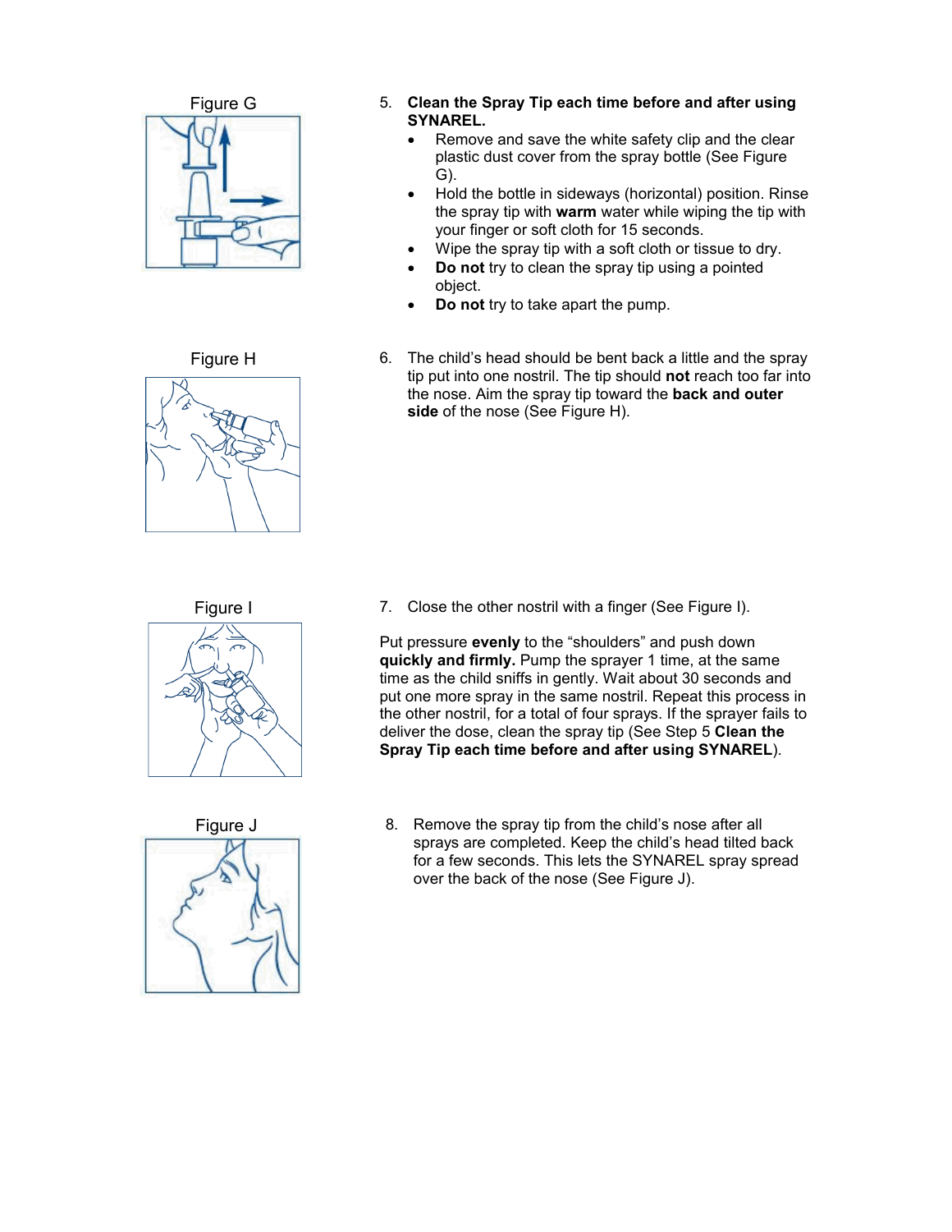Figure G

5. **Clean the Spray Tip each time before and after using SYNAREL.**
   - Remove and save the white safety clip and the clear plastic dust cover from the spray bottle (See Figure G).
   - Hold the bottle in sideways (horizontal) position. Rinse the spray tip with **warm** water while wiping the tip with your finger or soft cloth for 15 seconds.
   - Wipe the spray tip with a soft cloth or tissue to dry.
   - **Do not** try to clean the spray tip using a pointed object.
   - **Do not** try to take apart the pump.

Figure H

6. The child's head should be bent back a little and the spray tip put into one nostril. The tip should **not** reach too far into the nose. Aim the spray tip toward the **back and outer side** of the nose (See Figure H).

Figure I

7. Close the other nostril with a finger (See Figure I).

   Put pressure **evenly** to the "shoulders" and push down **quickly and firmly.** Pump the sprayer 1 time, at the same time as the child sniffs in gently. Wait about 30 seconds and put one more spray in the same nostril. Repeat this process in the other nostril, for a total of four sprays. If the sprayer fails to deliver the dose, clean the spray tip (See Step 5 **Clean the Spray Tip each time before and after using SYNAREL**).

Figure J

8. Remove the spray tip from the child's nose after all sprays are completed. Keep the child's head tilted back for a few seconds. This lets the SYNAREL spray spread over the back of the nose (See Figure J).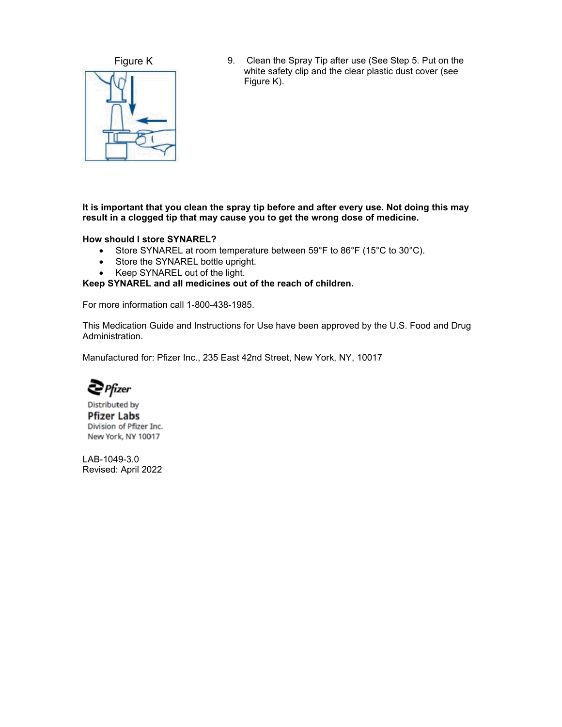Figure K

9. Clean the Spray Tip after use (See Step 5. Put on the white safety clip and the clear plastic dust cover (see Figure K).

**It is important that you clean the spray tip before and after every use. Not doing this may result in a clogged tip that may cause you to get the wrong dose of medicine.**

**How should I store SYNAREL?**

- Store SYNAREL at room temperature between 59°F to 86°F (15°C to 30°C).
- Store the SYNAREL bottle upright.
- Keep SYNAREL out of the light.

**Keep SYNAREL and all medicines out of the reach of children.**

For more information call 1-800-438-1985.

This Medication Guide and Instructions for Use have been approved by the U.S. Food and Drug Administration.

Manufactured for: Pfizer Inc., 235 East 42nd Street, New York, NY, 10017

Pfizer

Distributed by
**Pfizer Labs**
Division of Pfizer Inc.
New York, NY 10017

LAB-1049-3.0
Revised: April 2022